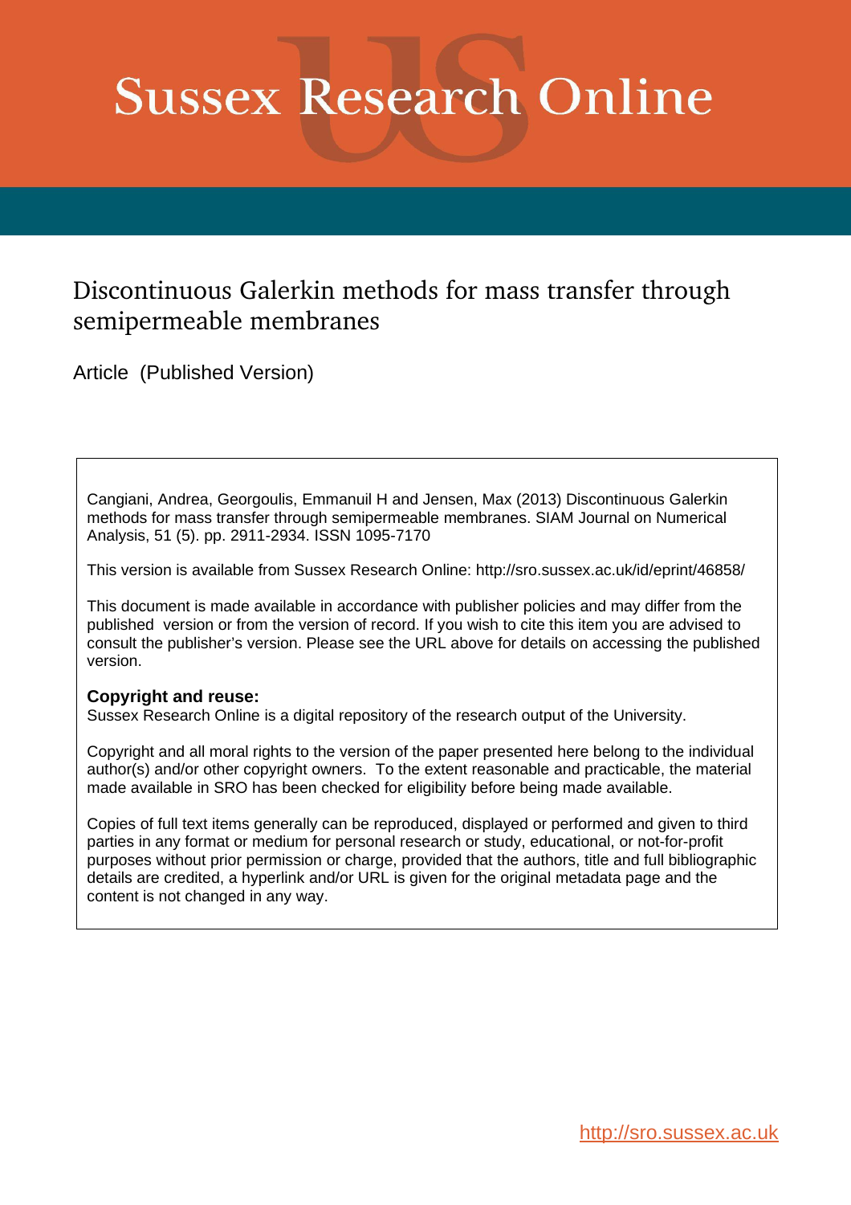# Sussex Research Online

## Discontinuous Galerkin methods for mass transfer through semipermeable membranes

Article (Published Version)

Cangiani, Andrea, Georgoulis, Emmanuil H and Jensen, Max (2013) Discontinuous Galerkin methods for mass transfer through semipermeable membranes. SIAM Journal on Numerical Analysis, 51 (5). pp. 2911-2934. ISSN 1095-7170

This version is available from Sussex Research Online: http://sro.sussex.ac.uk/id/eprint/46858/

This document is made available in accordance with publisher policies and may differ from the published version or from the version of record. If you wish to cite this item you are advised to consult the publisher's version. Please see the URL above for details on accessing the published version.

**Copyright and reuse:**
Sussex Research Online is a digital repository of the research output of the University.

Copyright and all moral rights to the version of the paper presented here belong to the individual author(s) and/or other copyright owners. To the extent reasonable and practicable, the material made available in SRO has been checked for eligibility before being made available.

Copies of full text items generally can be reproduced, displayed or performed and given to third parties in any format or medium for personal research or study, educational, or not-for-profit purposes without prior permission or charge, provided that the authors, title and full bibliographic details are credited, a hyperlink and/or URL is given for the original metadata page and the content is not changed in any way.

http://sro.sussex.ac.uk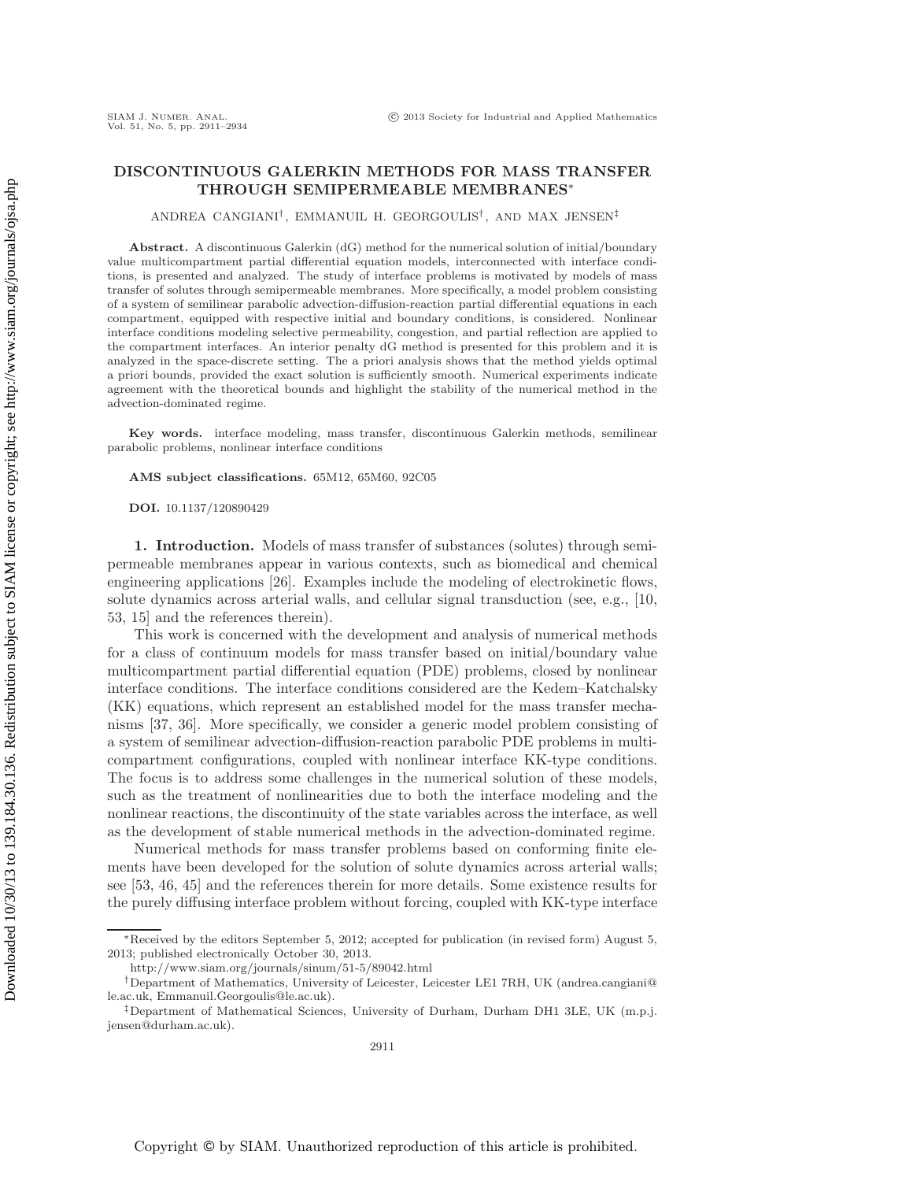# DISCONTINUOUS GALERKIN METHODS FOR MASS TRANSFER THROUGH SEMIPERMEABLE MEMBRANES*

ANDREA CANGIANI†, EMMANUIL H. GEORGOULIS†, AND MAX JENSEN‡

**Abstract.** A discontinuous Galerkin (dG) method for the numerical solution of initial/boundary value multicompartment partial differential equation models, interconnected with interface conditions, is presented and analyzed. The study of interface problems is motivated by models of mass transfer of solutes through semipermeable membranes. More specifically, a model problem consisting of a system of semilinear parabolic advection-diffusion-reaction partial differential equations in each compartment, equipped with respective initial and boundary conditions, is considered. Nonlinear interface conditions modeling selective permeability, congestion, and partial reflection are applied to the compartment interfaces. An interior penalty dG method is presented for this problem and it is analyzed in the space-discrete setting. The a priori analysis shows that the method yields optimal a priori bounds, provided the exact solution is sufficiently smooth. Numerical experiments indicate agreement with the theoretical bounds and highlight the stability of the numerical method in the advection-dominated regime.

**Key words.** interface modeling, mass transfer, discontinuous Galerkin methods, semilinear parabolic problems, nonlinear interface conditions

**AMS subject classifications.** 65M12, 65M60, 92C05

**DOI.** 10.1137/120890429

## 1. Introduction.

Models of mass transfer of substances (solutes) through semipermeable membranes appear in various contexts, such as biomedical and chemical engineering applications [26]. Examples include the modeling of electrokinetic flows, solute dynamics across arterial walls, and cellular signal transduction (see, e.g., [10, 53, 15] and the references therein).

This work is concerned with the development and analysis of numerical methods for a class of continuum models for mass transfer based on initial/boundary value multicompartment partial differential equation (PDE) problems, closed by nonlinear interface conditions. The interface conditions considered are the Kedem–Katchalsky (KK) equations, which represent an established model for the mass transfer mechanisms [37, 36]. More specifically, we consider a generic model problem consisting of a system of semilinear advection-diffusion-reaction parabolic PDE problems in multicompartment configurations, coupled with nonlinear interface KK-type conditions. The focus is to address some challenges in the numerical solution of these models, such as the treatment of nonlinearities due to both the interface modeling and the nonlinear reactions, the discontinuity of the state variables across the interface, as well as the development of stable numerical methods in the advection-dominated regime.

Numerical methods for mass transfer problems based on conforming finite elements have been developed for the solution of solute dynamics across arterial walls; see [53, 46, 45] and the references therein for more details. Some existence results for the purely diffusing interface problem without forcing, coupled with KK-type interface

*Received by the editors September 5, 2012; accepted for publication (in revised form) August 5, 2013; published electronically October 30, 2013.
http://www.siam.org/journals/sinum/51-5/89042.html

†Department of Mathematics, University of Leicester, Leicester LE1 7RH, UK (andrea.cangiani@le.ac.uk, Emmanuil.Georgoulis@le.ac.uk).

‡Department of Mathematical Sciences, University of Durham, Durham DH1 3LE, UK (m.p.j.jensen@durham.ac.uk).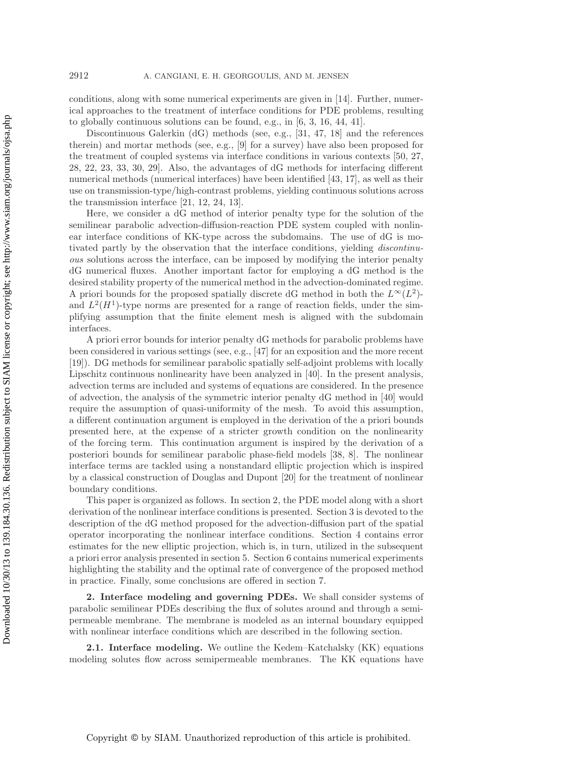conditions, along with some numerical experiments are given in [14]. Further, numerical approaches to the treatment of interface conditions for PDE problems, resulting to globally continuous solutions can be found, e.g., in [6, 3, 16, 44, 41].

Discontinuous Galerkin (dG) methods (see, e.g., [31, 47, 18] and the references therein) and mortar methods (see, e.g., [9] for a survey) have also been proposed for the treatment of coupled systems via interface conditions in various contexts [50, 27, 28, 22, 23, 33, 30, 29]. Also, the advantages of dG methods for interfacing different numerical methods (numerical interfaces) have been identified [43, 17], as well as their use on transmission-type/high-contrast problems, yielding continuous solutions across the transmission interface [21, 12, 24, 13].

Here, we consider a dG method of interior penalty type for the solution of the semilinear parabolic advection-diffusion-reaction PDE system coupled with nonlinear interface conditions of KK-type across the subdomains. The use of dG is motivated partly by the observation that the interface conditions, yielding *discontinuous* solutions across the interface, can be imposed by modifying the interior penalty dG numerical fluxes. Another important factor for employing a dG method is the desired stability property of the numerical method in the advection-dominated regime. A priori bounds for the proposed spatially discrete dG method in both the $L^\infty(L^2)$- and $L^2(H^1)$-type norms are presented for a range of reaction fields, under the simplifying assumption that the finite element mesh is aligned with the subdomain interfaces.

A priori error bounds for interior penalty dG methods for parabolic problems have been considered in various settings (see, e.g., [47] for an exposition and the more recent [19]). DG methods for semilinear parabolic spatially self-adjoint problems with locally Lipschitz continuous nonlinearity have been analyzed in [40]. In the present analysis, advection terms are included and systems of equations are considered. In the presence of advection, the analysis of the symmetric interior penalty dG method in [40] would require the assumption of quasi-uniformity of the mesh. To avoid this assumption, a different continuation argument is employed in the derivation of the a priori bounds presented here, at the expense of a stricter growth condition on the nonlinearity of the forcing term. This continuation argument is inspired by the derivation of a posteriori bounds for semilinear parabolic phase-field models [38, 8]. The nonlinear interface terms are tackled using a nonstandard elliptic projection which is inspired by a classical construction of Douglas and Dupont [20] for the treatment of nonlinear boundary conditions.

This paper is organized as follows. In section 2, the PDE model along with a short derivation of the nonlinear interface conditions is presented. Section 3 is devoted to the description of the dG method proposed for the advection-diffusion part of the spatial operator incorporating the nonlinear interface conditions. Section 4 contains error estimates for the new elliptic projection, which is, in turn, utilized in the subsequent a priori error analysis presented in section 5. Section 6 contains numerical experiments highlighting the stability and the optimal rate of convergence of the proposed method in practice. Finally, some conclusions are offered in section 7.

## 2. Interface modeling and governing PDEs.

We shall consider systems of parabolic semilinear PDEs describing the flux of solutes around and through a semipermeable membrane. The membrane is modeled as an internal boundary equipped with nonlinear interface conditions which are described in the following section.

### 2.1. Interface modeling.

We outline the Kedem–Katchalsky (KK) equations modeling solutes flow across semipermeable membranes. The KK equations have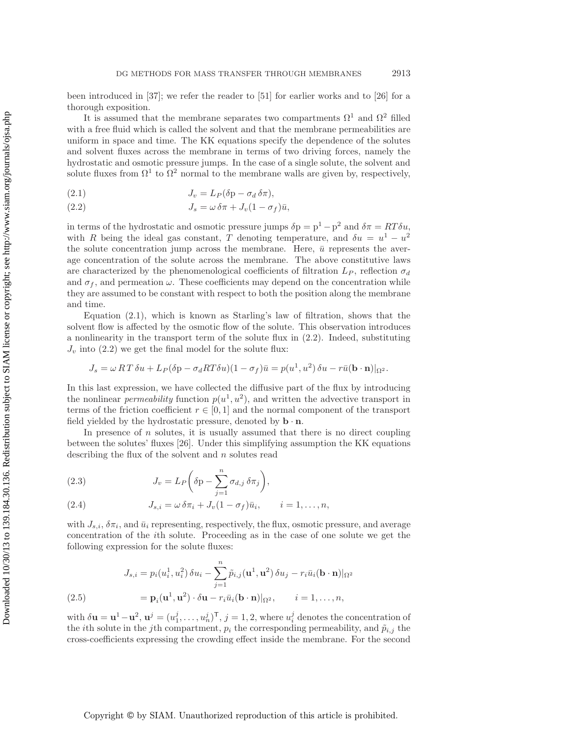been introduced in [37]; we refer the reader to [51] for earlier works and to [26] for a thorough exposition.

It is assumed that the membrane separates two compartments $\Omega^1$ and $\Omega^2$ filled with a free fluid which is called the solvent and that the membrane permeabilities are uniform in space and time. The KK equations specify the dependence of the solutes and solvent fluxes across the membrane in terms of two driving forces, namely the hydrostatic and osmotic pressure jumps. In the case of a single solute, the solvent and solute fluxes from $\Omega^1$ to $\Omega^2$ normal to the membrane walls are given by, respectively,

$$J_v = L_P(\delta \mathrm{p} - \sigma_d \, \delta\pi), \tag{2.1}$$

$$J_s = \omega \, \delta\pi + J_v(1 - \sigma_f)\bar{u}, \tag{2.2}$$

in terms of the hydrostatic and osmotic pressure jumps $\delta \mathrm{p} = \mathrm{p}^1 - \mathrm{p}^2$ and $\delta\pi = RT\delta u$, with $R$ being the ideal gas constant, $T$ denoting temperature, and $\delta u = u^1 - u^2$ the solute concentration jump across the membrane. Here, $\bar{u}$ represents the average concentration of the solute across the membrane. The above constitutive laws are characterized by the phenomenological coefficients of filtration $L_P$, reflection $\sigma_d$ and $\sigma_f$, and permeation $\omega$. These coefficients may depend on the concentration while they are assumed to be constant with respect to both the position along the membrane and time.

Equation (2.1), which is known as Starling's law of filtration, shows that the solvent flow is affected by the osmotic flow of the solute. This observation introduces a nonlinearity in the transport term of the solute flux in (2.2). Indeed, substituting $J_v$ into (2.2) we get the final model for the solute flux:

$$J_s = \omega \, RT \, \delta u + L_P(\delta \mathrm{p} - \sigma_d RT \delta u)(1 - \sigma_f)\bar{u} = p(u^1, u^2) \, \delta u - r\bar{u}(\mathbf{b} \cdot \mathbf{n})|_{\Omega^2}.$$

In this last expression, we have collected the diffusive part of the flux by introducing the nonlinear *permeability* function $p(u^1, u^2)$, and written the advective transport in terms of the friction coefficient $r \in [0, 1]$ and the normal component of the transport field yielded by the hydrostatic pressure, denoted by $\mathbf{b} \cdot \mathbf{n}$.

In presence of $n$ solutes, it is usually assumed that there is no direct coupling between the solutes' fluxes [26]. Under this simplifying assumption the KK equations describing the flux of the solvent and $n$ solutes read

$$J_v = L_P\left(\delta \mathrm{p} - \sum_{j=1}^{n} \sigma_{d,j} \, \delta\pi_j\right), \tag{2.3}$$

$$J_{s,i} = \omega \, \delta\pi_i + J_v(1 - \sigma_f)\bar{u}_i, \qquad i = 1, \ldots, n, \tag{2.4}$$

with $J_{s,i}$, $\delta\pi_i$, and $\bar{u}_i$ representing, respectively, the flux, osmotic pressure, and average concentration of the $i$th solute. Proceeding as in the case of one solute we get the following expression for the solute fluxes:

$$\begin{aligned} J_{s,i} &= p_i(u_i^1, u_i^2) \, \delta u_i - \sum_{j=1}^{n} \tilde{p}_{i,j}(\mathbf{u}^1, \mathbf{u}^2) \, \delta u_j - r_i \bar{u}_i(\mathbf{b} \cdot \mathbf{n})|_{\Omega^2} \\ &= \mathbf{p}_i(\mathbf{u}^1, \mathbf{u}^2) \cdot \delta\mathbf{u} - r_i \bar{u}_i(\mathbf{b} \cdot \mathbf{n})|_{\Omega^2}, \qquad i = 1, \ldots, n, \end{aligned} \tag{2.5}$$

with $\delta\mathbf{u} = \mathbf{u}^1 - \mathbf{u}^2$, $\mathbf{u}^j = (u_1^j, \ldots, u_n^j)^\mathsf{T}$, $j = 1, 2$, where $u_i^j$ denotes the concentration of the $i$th solute in the $j$th compartment, $p_i$ the corresponding permeability, and $\tilde{p}_{i,j}$ the cross-coefficients expressing the crowding effect inside the membrane. For the second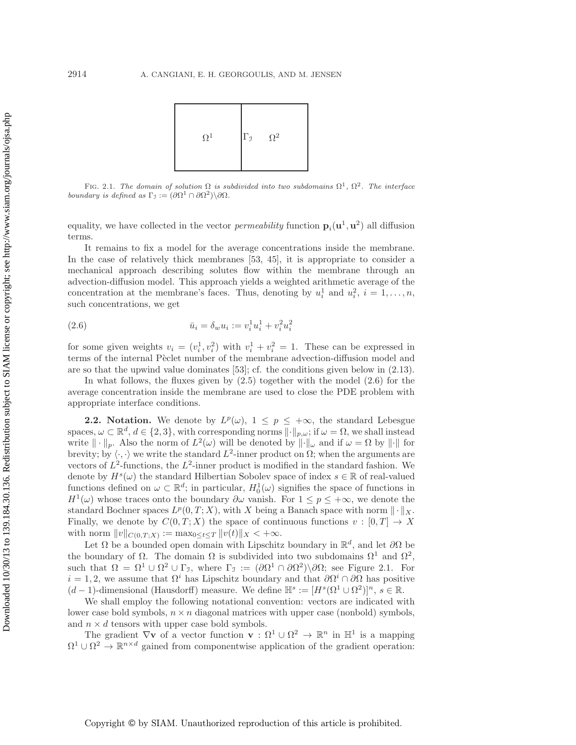Fig. 2.1. *The domain of solution $\Omega$ is subdivided into two subdomains $\Omega^1$, $\Omega^2$. The interface boundary is defined as $\Gamma_{\mathcal{I}} := (\partial\Omega^1 \cap \partial\Omega^2)\backslash\partial\Omega$.*

equality, we have collected in the vector *permeability* function $\mathbf{p}_i(\mathbf{u}^1, \mathbf{u}^2)$ all diffusion terms.

It remains to fix a model for the average concentrations inside the membrane. In the case of relatively thick membranes [53, 45], it is appropriate to consider a mechanical approach describing solutes flow within the membrane through an advection-diffusion model. This approach yields a weighted arithmetic average of the concentration at the membrane's faces. Thus, denoting by $u_i^1$ and $u_i^2$, $i = 1, \ldots, n$, such concentrations, we get

$$\bar{u}_i = \delta_w u_i := v_i^1 u_i^1 + v_i^2 u_i^2 \tag{2.6}$$

for some given weights $v_i = (v_i^1, v_i^2)$ with $v_i^1 + v_i^2 = 1$. These can be expressed in terms of the internal Pèclet number of the membrane advection-diffusion model and are so that the upwind value dominates [53]; cf. the conditions given below in (2.13).

In what follows, the fluxes given by (2.5) together with the model (2.6) for the average concentration inside the membrane are used to close the PDE problem with appropriate interface conditions.

**2.2. Notation.** We denote by $L^p(\omega)$, $1 \leq p \leq +\infty$, the standard Lebesgue spaces, $\omega \subset \mathbb{R}^d$, $d \in \{2, 3\}$, with corresponding norms $\|\cdot\|_{p,\omega}$; if $\omega = \Omega$, we shall instead write $\|\cdot\|_p$. Also the norm of $L^2(\omega)$ will be denoted by $\|\cdot\|_\omega$ and if $\omega = \Omega$ by $\|\cdot\|$ for brevity; by $\langle \cdot, \cdot \rangle$ we write the standard $L^2$-inner product on $\Omega$; when the arguments are vectors of $L^2$-functions, the $L^2$-inner product is modified in the standard fashion. We denote by $H^s(\omega)$ the standard Hilbertian Sobolev space of index $s \in \mathbb{R}$ of real-valued functions defined on $\omega \subset \mathbb{R}^d$; in particular, $H_0^1(\omega)$ signifies the space of functions in $H^1(\omega)$ whose traces onto the boundary $\partial\omega$ vanish. For $1 \leq p \leq +\infty$, we denote the standard Bochner spaces $L^p(0, T; X)$, with $X$ being a Banach space with norm $\|\cdot\|_X$. Finally, we denote by $C(0, T; X)$ the space of continuous functions $v : [0, T] \to X$ with norm $\|v\|_{C(0,T;X)} := \max_{0 \leq t \leq T} \|v(t)\|_X < +\infty$.

Let $\Omega$ be a bounded open domain with Lipschitz boundary in $\mathbb{R}^d$, and let $\partial\Omega$ be the boundary of $\Omega$. The domain $\Omega$ is subdivided into two subdomains $\Omega^1$ and $\Omega^2$, such that $\Omega = \Omega^1 \cup \Omega^2 \cup \Gamma_{\mathcal{I}}$, where $\Gamma_{\mathcal{I}} := (\partial\Omega^1 \cap \partial\Omega^2)\backslash\partial\Omega$; see Figure 2.1. For $i = 1, 2$, we assume that $\Omega^i$ has Lipschitz boundary and that $\partial\Omega^i \cap \partial\Omega$ has positive $(d-1)$-dimensional (Hausdorff) measure. We define $\mathbb{H}^s := [H^s(\Omega^1 \cup \Omega^2)]^n$, $s \in \mathbb{R}$.

We shall employ the following notational convention: vectors are indicated with lower case bold symbols, $n \times n$ diagonal matrices with upper case (nonbold) symbols, and $n \times d$ tensors with upper case bold symbols.

The gradient $\nabla\mathbf{v}$ of a vector function $\mathbf{v} : \Omega^1 \cup \Omega^2 \to \mathbb{R}^n$ in $\mathbb{H}^1$ is a mapping $\Omega^1 \cup \Omega^2 \to \mathbb{R}^{n \times d}$ gained from componentwise application of the gradient operation: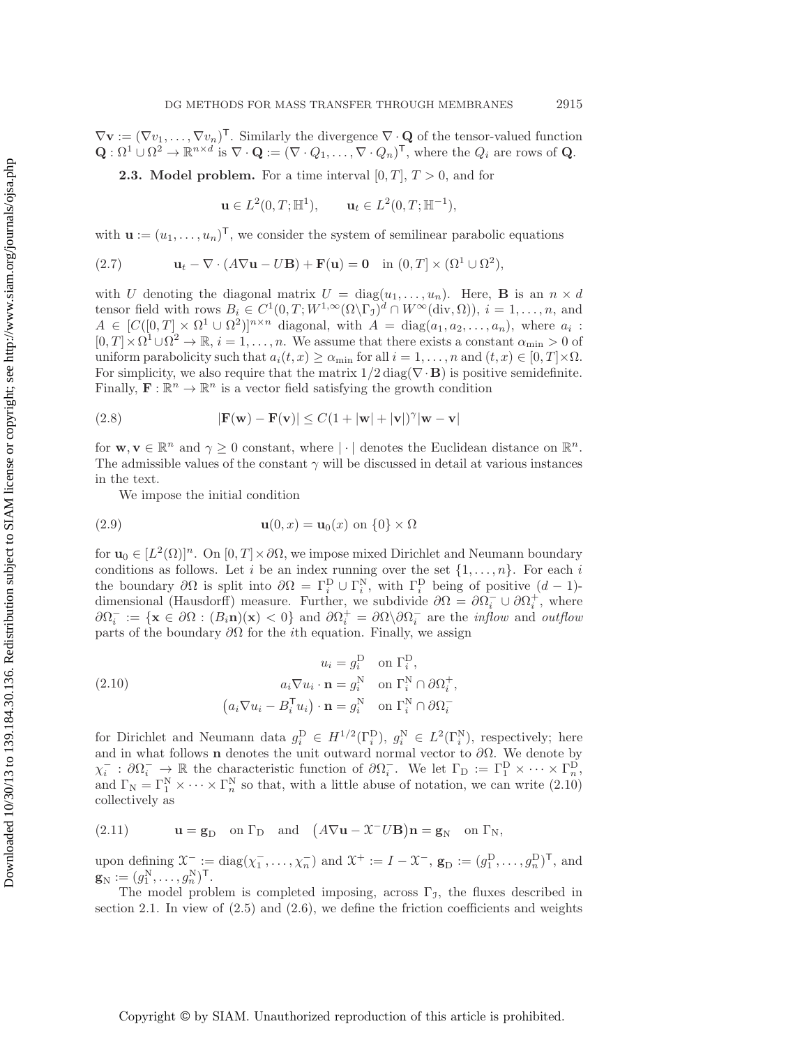$\nabla \mathbf{v} := (\nabla v_1, \ldots, \nabla v_n)^\mathsf{T}$. Similarly the divergence $\nabla \cdot \mathbf{Q}$ of the tensor-valued function $\mathbf{Q} : \Omega^1 \cup \Omega^2 \to \mathbb{R}^{n\times d}$ is $\nabla \cdot \mathbf{Q} := (\nabla \cdot Q_1, \ldots, \nabla \cdot Q_n)^\mathsf{T}$, where the $Q_i$ are rows of $\mathbf{Q}$.

**2.3. Model problem.** For a time interval $[0, T]$, $T > 0$, and for

$$\mathbf{u} \in L^2(0, T; \mathbb{H}^1), \qquad \mathbf{u}_t \in L^2(0, T; \mathbb{H}^{-1}),$$

with $\mathbf{u} := (u_1, \ldots, u_n)^\mathsf{T}$, we consider the system of semilinear parabolic equations

$$\mathbf{u}_t - \nabla \cdot (A\nabla \mathbf{u} - U\mathbf{B}) + \mathbf{F}(\mathbf{u}) = \mathbf{0} \quad \text{in } (0, T] \times (\Omega^1 \cup \Omega^2), \tag{2.7}$$

with $U$ denoting the diagonal matrix $U = \operatorname{diag}(u_1, \ldots, u_n)$. Here, $\mathbf{B}$ is an $n \times d$ tensor field with rows $B_i \in C^1(0, T; W^{1,\infty}(\Omega\backslash\Gamma_\mathcal{J})^d \cap W^\infty(\operatorname{div}, \Omega))$, $i = 1, \ldots, n$, and $A \in [C([0, T] \times \Omega^1 \cup \Omega^2)]^{n\times n}$ diagonal, with $A = \operatorname{diag}(a_1, a_2, \ldots, a_n)$, where $a_i : [0, T] \times \Omega^1 \cup \Omega^2 \to \mathbb{R}$, $i = 1, \ldots, n$. We assume that there exists a constant $\alpha_{\min} > 0$ of uniform parabolicity such that $a_i(t, x) \geq \alpha_{\min}$ for all $i = 1, \ldots, n$ and $(t, x) \in [0, T] \times \Omega$. For simplicity, we also require that the matrix $1/2 \operatorname{diag}(\nabla \cdot \mathbf{B})$ is positive semidefinite. Finally, $\mathbf{F} : \mathbb{R}^n \to \mathbb{R}^n$ is a vector field satisfying the growth condition

$$|\mathbf{F}(\mathbf{w}) - \mathbf{F}(\mathbf{v})| \leq C(1 + |\mathbf{w}| + |\mathbf{v}|)^\gamma |\mathbf{w} - \mathbf{v}| \tag{2.8}$$

for $\mathbf{w}, \mathbf{v} \in \mathbb{R}^n$ and $\gamma \geq 0$ constant, where $|\cdot|$ denotes the Euclidean distance on $\mathbb{R}^n$. The admissible values of the constant $\gamma$ will be discussed in detail at various instances in the text.

We impose the initial condition

$$\mathbf{u}(0, x) = \mathbf{u}_0(x) \text{ on } \{0\} \times \Omega \tag{2.9}$$

for $\mathbf{u}_0 \in [L^2(\Omega)]^n$. On $[0, T] \times \partial\Omega$, we impose mixed Dirichlet and Neumann boundary conditions as follows. Let $i$ be an index running over the set $\{1, \ldots, n\}$. For each $i$ the boundary $\partial\Omega$ is split into $\partial\Omega = \Gamma_i^\mathrm{D} \cup \Gamma_i^\mathrm{N}$, with $\Gamma_i^\mathrm{D}$ being of positive $(d-1)$-dimensional (Hausdorff) measure. Further, we subdivide $\partial\Omega = \partial\Omega_i^- \cup \partial\Omega_i^+$, where $\partial\Omega_i^- := \{\mathbf{x} \in \partial\Omega : (B_i\mathbf{n})(\mathbf{x}) < 0\}$ and $\partial\Omega_i^+ = \partial\Omega\backslash\partial\Omega_i^-$ are the *inflow* and *outflow* parts of the boundary $\partial\Omega$ for the $i$th equation. Finally, we assign

$$\begin{aligned} u_i &= g_i^\mathrm{D} \quad \text{on } \Gamma_i^\mathrm{D}, \\ a_i \nabla u_i \cdot \mathbf{n} &= g_i^\mathrm{N} \quad \text{on } \Gamma_i^\mathrm{N} \cap \partial\Omega_i^+, \\ \left(a_i \nabla u_i - B_i^\mathsf{T} u_i\right) \cdot \mathbf{n} &= g_i^\mathrm{N} \quad \text{on } \Gamma_i^\mathrm{N} \cap \partial\Omega_i^- \end{aligned} \tag{2.10}$$

for Dirichlet and Neumann data $g_i^\mathrm{D} \in H^{1/2}(\Gamma_i^\mathrm{D})$, $g_i^\mathrm{N} \in L^2(\Gamma_i^\mathrm{N})$, respectively; here and in what follows $\mathbf{n}$ denotes the unit outward normal vector to $\partial\Omega$. We denote by $\chi_i^- : \partial\Omega_i^- \to \mathbb{R}$ the characteristic function of $\partial\Omega_i^-$. We let $\Gamma_\mathrm{D} := \Gamma_1^\mathrm{D} \times \cdots \times \Gamma_n^\mathrm{D}$, and $\Gamma_\mathrm{N} = \Gamma_1^\mathrm{N} \times \cdots \times \Gamma_n^\mathrm{N}$ so that, with a little abuse of notation, we can write (2.10) collectively as

$$\mathbf{u} = \mathbf{g}_\mathrm{D} \quad \text{on } \Gamma_\mathrm{D} \quad \text{and} \quad \left(A\nabla \mathbf{u} - \mathcal{X}^- U\mathbf{B}\right)\mathbf{n} = \mathbf{g}_\mathrm{N} \quad \text{on } \Gamma_\mathrm{N}, \tag{2.11}$$

upon defining $\mathcal{X}^- := \operatorname{diag}(\chi_1^-, \ldots, \chi_n^-)$ and $\mathcal{X}^+ := I - \mathcal{X}^-$, $\mathbf{g}_\mathrm{D} := (g_1^\mathrm{D}, \ldots, g_n^\mathrm{D})^\mathsf{T}$, and $\mathbf{g}_\mathrm{N} := (g_1^\mathrm{N}, \ldots, g_n^\mathrm{N})^\mathsf{T}$.

The model problem is completed imposing, across $\Gamma_\mathcal{J}$, the fluxes described in section 2.1. In view of (2.5) and (2.6), we define the friction coefficients and weights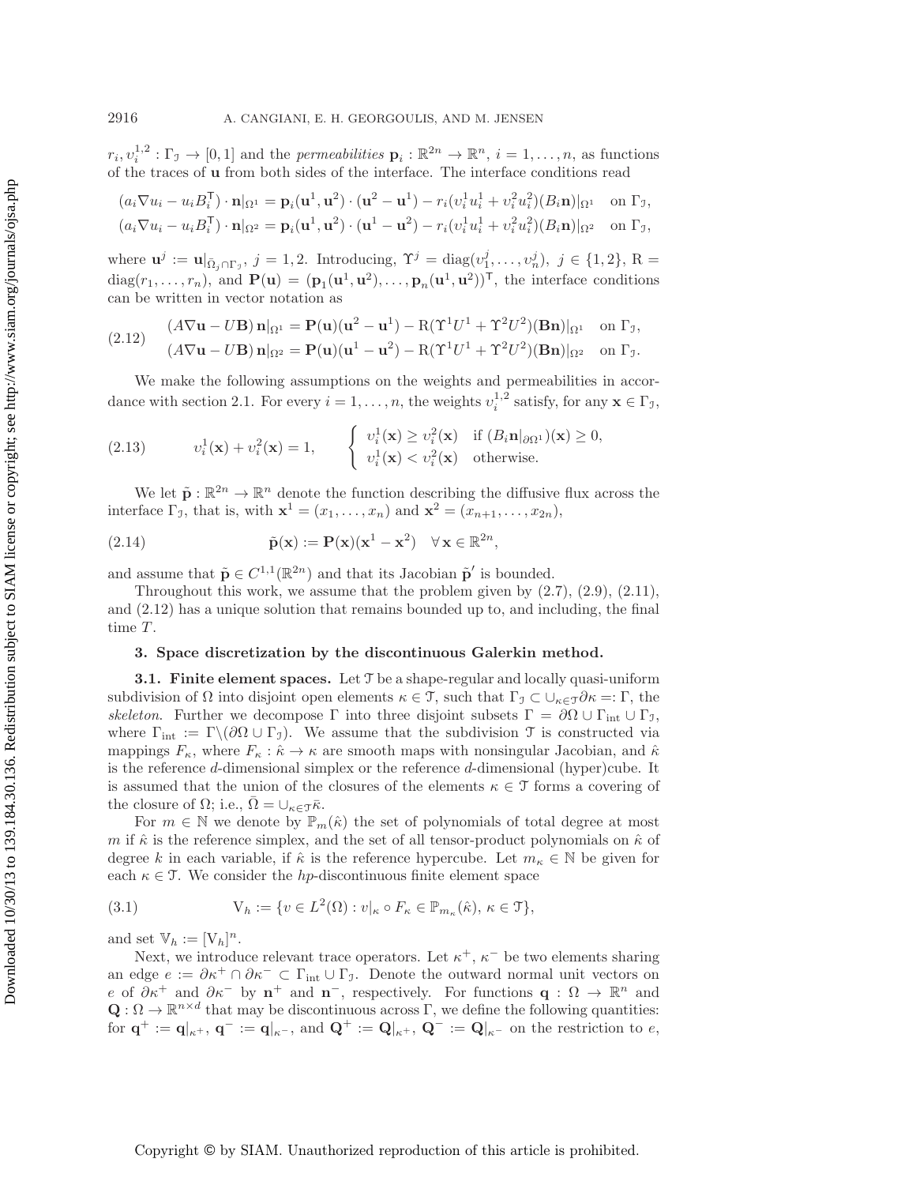$r_i, \upsilon_i^{1,2} : \Gamma_{\mathcal{J}} \to [0,1]$ and the *permeabilities* $\mathbf{p}_i : \mathbb{R}^{2n} \to \mathbb{R}^n$, $i = 1, \ldots, n$, as functions of the traces of $\mathbf{u}$ from both sides of the interface. The interface conditions read

$$
\begin{aligned}
(a_i \nabla u_i - u_i B_i^{\mathsf{T}}) \cdot \mathbf{n}|_{\Omega^1} &= \mathbf{p}_i(\mathbf{u}^1, \mathbf{u}^2) \cdot (\mathbf{u}^2 - \mathbf{u}^1) - r_i(\upsilon_i^1 u_i^1 + \upsilon_i^2 u_i^2)(B_i \mathbf{n})|_{\Omega^1} \quad \text{on } \Gamma_{\mathcal{J}},\\
(a_i \nabla u_i - u_i B_i^{\mathsf{T}}) \cdot \mathbf{n}|_{\Omega^2} &= \mathbf{p}_i(\mathbf{u}^1, \mathbf{u}^2) \cdot (\mathbf{u}^1 - \mathbf{u}^2) - r_i(\upsilon_i^1 u_i^1 + \upsilon_i^2 u_i^2)(B_i \mathbf{n})|_{\Omega^2} \quad \text{on } \Gamma_{\mathcal{J}},
\end{aligned}
$$

where $\mathbf{u}^j := \mathbf{u}|_{\bar{\Omega}_j \cap \Gamma_{\mathcal{J}}}$, $j = 1, 2$. Introducing, $\Upsilon^j = \operatorname{diag}(\upsilon_1^j, \ldots, \upsilon_n^j)$, $j \in \{1, 2\}$, $\mathrm{R} = \operatorname{diag}(r_1, \ldots, r_n)$, and $\mathbf{P}(\mathbf{u}) = (\mathbf{p}_1(\mathbf{u}^1, \mathbf{u}^2), \ldots, \mathbf{p}_n(\mathbf{u}^1, \mathbf{u}^2))^{\mathsf{T}}$, the interface conditions can be written in vector notation as

$$
\begin{aligned}
(A\nabla \mathbf{u} - U\mathbf{B})\, \mathbf{n}|_{\Omega^1} &= \mathbf{P}(\mathbf{u})(\mathbf{u}^2 - \mathbf{u}^1) - \mathrm{R}(\Upsilon^1 U^1 + \Upsilon^2 U^2)(\mathbf{B}\mathbf{n})|_{\Omega^1} \quad \text{on } \Gamma_{\mathcal{J}},\\
(A\nabla \mathbf{u} - U\mathbf{B})\, \mathbf{n}|_{\Omega^2} &= \mathbf{P}(\mathbf{u})(\mathbf{u}^1 - \mathbf{u}^2) - \mathrm{R}(\Upsilon^1 U^1 + \Upsilon^2 U^2)(\mathbf{B}\mathbf{n})|_{\Omega^2} \quad \text{on } \Gamma_{\mathcal{J}}.
\end{aligned}
\tag{2.12}
$$

We make the following assumptions on the weights and permeabilities in accordance with section 2.1. For every $i = 1, \ldots, n$, the weights $\upsilon_i^{1,2}$ satisfy, for any $\mathbf{x} \in \Gamma_{\mathcal{J}}$,

$$
\upsilon_i^1(\mathbf{x}) + \upsilon_i^2(\mathbf{x}) = 1, \qquad \begin{cases} \upsilon_i^1(\mathbf{x}) \geq \upsilon_i^2(\mathbf{x}) & \text{if } (B_i \mathbf{n}|_{\partial\Omega^1})(\mathbf{x}) \geq 0,\\ \upsilon_i^1(\mathbf{x}) < \upsilon_i^2(\mathbf{x}) & \text{otherwise.} \end{cases}
\tag{2.13}
$$

We let $\tilde{\mathbf{p}} : \mathbb{R}^{2n} \to \mathbb{R}^n$ denote the function describing the diffusive flux across the interface $\Gamma_{\mathcal{J}}$, that is, with $\mathbf{x}^1 = (x_1, \ldots, x_n)$ and $\mathbf{x}^2 = (x_{n+1}, \ldots, x_{2n})$,

$$
\tilde{\mathbf{p}}(\mathbf{x}) := \mathbf{P}(\mathbf{x})(\mathbf{x}^1 - \mathbf{x}^2) \quad \forall\, \mathbf{x} \in \mathbb{R}^{2n},
\tag{2.14}
$$

and assume that $\tilde{\mathbf{p}} \in C^{1,1}(\mathbb{R}^{2n})$ and that its Jacobian $\tilde{\mathbf{p}}'$ is bounded.

Throughout this work, we assume that the problem given by (2.7), (2.9), (2.11), and (2.12) has a unique solution that remains bounded up to, and including, the final time $T$.

## 3. Space discretization by the discontinuous Galerkin method.

**3.1. Finite element spaces.** Let $\mathcal{T}$ be a shape-regular and locally quasi-uniform subdivision of $\Omega$ into disjoint open elements $\kappa \in \mathcal{T}$, such that $\Gamma_{\mathcal{J}} \subset \cup_{\kappa \in \mathcal{T}} \partial\kappa =: \Gamma$, the *skeleton*. Further we decompose $\Gamma$ into three disjoint subsets $\Gamma = \partial\Omega \cup \Gamma_{\text{int}} \cup \Gamma_{\mathcal{J}}$, where $\Gamma_{\text{int}} := \Gamma \backslash (\partial\Omega \cup \Gamma_{\mathcal{J}})$. We assume that the subdivision $\mathcal{T}$ is constructed via mappings $F_\kappa$, where $F_\kappa : \hat{\kappa} \to \kappa$ are smooth maps with nonsingular Jacobian, and $\hat{\kappa}$ is the reference $d$-dimensional simplex or the reference $d$-dimensional (hyper)cube. It is assumed that the union of the closures of the elements $\kappa \in \mathcal{T}$ forms a covering of the closure of $\Omega$; i.e., $\bar{\Omega} = \cup_{\kappa \in \mathcal{T}} \bar{\kappa}$.

For $m \in \mathbb{N}$ we denote by $\mathbb{P}_m(\hat{\kappa})$ the set of polynomials of total degree at most $m$ if $\hat{\kappa}$ is the reference simplex, and the set of all tensor-product polynomials on $\hat{\kappa}$ of degree $k$ in each variable, if $\hat{\kappa}$ is the reference hypercube. Let $m_\kappa \in \mathbb{N}$ be given for each $\kappa \in \mathcal{T}$. We consider the $hp$-discontinuous finite element space

$$
\mathrm{V}_h := \{v \in L^2(\Omega) : v|_\kappa \circ F_\kappa \in \mathbb{P}_{m_\kappa}(\hat{\kappa}),\, \kappa \in \mathcal{T}\},
\tag{3.1}
$$

and set $\mathbb{V}_h := [\mathrm{V}_h]^n$.

Next, we introduce relevant trace operators. Let $\kappa^+$, $\kappa^-$ be two elements sharing an edge $e := \partial\kappa^+ \cap \partial\kappa^- \subset \Gamma_{\text{int}} \cup \Gamma_{\mathcal{J}}$. Denote the outward normal unit vectors on $e$ of $\partial\kappa^+$ and $\partial\kappa^-$ by $\mathbf{n}^+$ and $\mathbf{n}^-$, respectively. For functions $\mathbf{q} : \Omega \to \mathbb{R}^n$ and $\mathbf{Q} : \Omega \to \mathbb{R}^{n \times d}$ that may be discontinuous across $\Gamma$, we define the following quantities: for $\mathbf{q}^+ := \mathbf{q}|_{\kappa^+}$, $\mathbf{q}^- := \mathbf{q}|_{\kappa^-}$, and $\mathbf{Q}^+ := \mathbf{Q}|_{\kappa^+}$, $\mathbf{Q}^- := \mathbf{Q}|_{\kappa^-}$ on the restriction to $e$,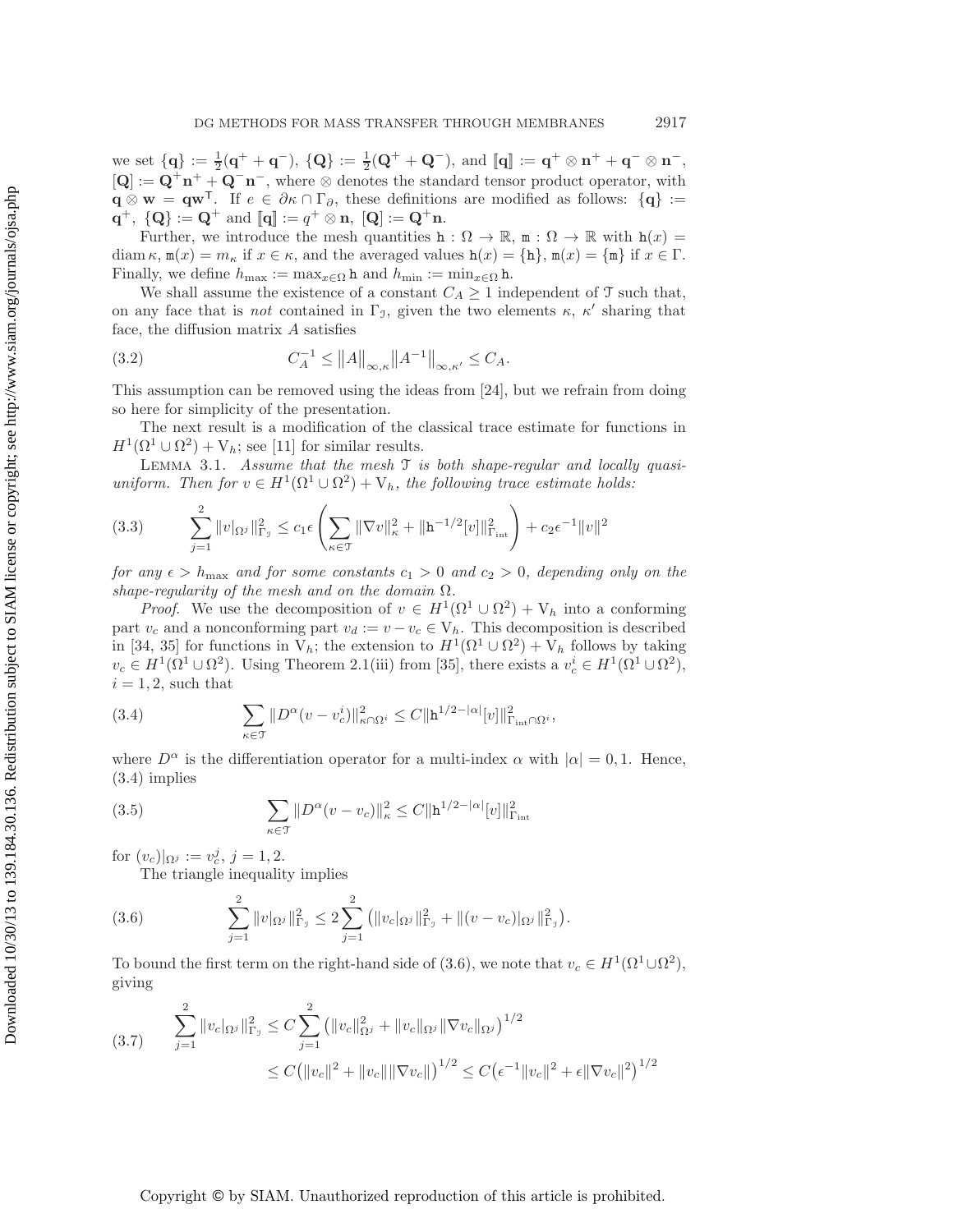we set $\{\mathbf{q}\} := \frac{1}{2}(\mathbf{q}^+ + \mathbf{q}^-)$, $\{\mathbf{Q}\} := \frac{1}{2}(\mathbf{Q}^+ + \mathbf{Q}^-)$, and $[\![\mathbf{q}]\!] := \mathbf{q}^+ \otimes \mathbf{n}^+ + \mathbf{q}^- \otimes \mathbf{n}^-$, $[\mathbf{Q}] := \mathbf{Q}^+\mathbf{n}^+ + \mathbf{Q}^-\mathbf{n}^-$, where $\otimes$ denotes the standard tensor product operator, with $\mathbf{q} \otimes \mathbf{w} = \mathbf{q}\mathbf{w}^\mathsf{T}$. If $e \in \partial\kappa \cap \Gamma_\partial$, these definitions are modified as follows: $\{\mathbf{q}\} := \mathbf{q}^+$, $\{\mathbf{Q}\} := \mathbf{Q}^+$ and $[\![\mathbf{q}]\!] := q^+ \otimes \mathbf{n}$, $[\mathbf{Q}] := \mathbf{Q}^+\mathbf{n}$.

Further, we introduce the mesh quantities $\mathtt{h} : \Omega \to \mathbb{R}$, $\mathtt{m} : \Omega \to \mathbb{R}$ with $\mathtt{h}(x) = \operatorname{diam}\kappa$, $\mathtt{m}(x) = m_\kappa$ if $x \in \kappa$, and the averaged values $\mathtt{h}(x) = \{\mathtt{h}\}$, $\mathtt{m}(x) = \{\mathtt{m}\}$ if $x \in \Gamma$. Finally, we define $h_{\max} := \max_{x\in\Omega} \mathtt{h}$ and $h_{\min} := \min_{x\in\Omega} \mathtt{h}$.

We shall assume the existence of a constant $C_A \geq 1$ independent of $\mathcal{T}$ such that, on any face that is *not* contained in $\Gamma_\jmath$, given the two elements $\kappa$, $\kappa'$ sharing that face, the diffusion matrix $A$ satisfies

$$C_A^{-1} \leq \|A\|_{\infty,\kappa} \|A^{-1}\|_{\infty,\kappa'} \leq C_A. \tag{3.2}$$

This assumption can be removed using the ideas from [24], but we refrain from doing so here for simplicity of the presentation.

The next result is a modification of the classical trace estimate for functions in $H^1(\Omega^1 \cup \Omega^2) + \mathrm{V}_h$; see [11] for similar results.

Lemma 3.1. *Assume that the mesh $\mathcal{T}$ is both shape-regular and locally quasi-uniform. Then for $v \in H^1(\Omega^1 \cup \Omega^2) + \mathrm{V}_h$, the following trace estimate holds:*

$$\sum_{j=1}^{2} \|v|_{\Omega^j}\|_{\Gamma_\jmath}^2 \leq c_1 \epsilon \left( \sum_{\kappa\in\mathcal{T}} \|\nabla v\|_\kappa^2 + \|\mathtt{h}^{-1/2}[v]\|_{\Gamma_{\rm int}}^2 \right) + c_2 \epsilon^{-1} \|v\|^2 \tag{3.3}$$

*for any $\epsilon > h_{\max}$ and for some constants $c_1 > 0$ and $c_2 > 0$, depending only on the shape-regularity of the mesh and on the domain $\Omega$.*

*Proof*. We use the decomposition of $v \in H^1(\Omega^1 \cup \Omega^2) + \mathrm{V}_h$ into a conforming part $v_c$ and a nonconforming part $v_d := v - v_c \in \mathrm{V}_h$. This decomposition is described in [34, 35] for functions in $\mathrm{V}_h$; the extension to $H^1(\Omega^1 \cup \Omega^2) + \mathrm{V}_h$ follows by taking $v_c \in H^1(\Omega^1 \cup \Omega^2)$. Using Theorem 2.1(iii) from [35], there exists a $v_c^i \in H^1(\Omega^1 \cup \Omega^2)$, $i = 1, 2$, such that

$$\sum_{\kappa\in\mathcal{T}} \|D^\alpha(v - v_c^i)\|_{\kappa\cap\Omega^i}^2 \leq C \|\mathtt{h}^{1/2-|\alpha|}[v]\|_{\Gamma_{\rm int}\cap\Omega^i}^2, \tag{3.4}$$

where $D^\alpha$ is the differentiation operator for a multi-index $\alpha$ with $|\alpha| = 0, 1$. Hence, (3.4) implies

$$\sum_{\kappa\in\mathcal{T}} \|D^\alpha(v - v_c)\|_\kappa^2 \leq C \|\mathtt{h}^{1/2-|\alpha|}[v]\|_{\Gamma_{\rm int}}^2 \tag{3.5}$$

for $(v_c)|_{\Omega^j} := v_c^j$, $j = 1, 2$.

The triangle inequality implies

$$\sum_{j=1}^{2} \|v|_{\Omega^j}\|_{\Gamma_\jmath}^2 \leq 2 \sum_{j=1}^{2} \big( \|v_c|_{\Omega^j}\|_{\Gamma_\jmath}^2 + \|(v - v_c)|_{\Omega^j}\|_{\Gamma_\jmath}^2 \big). \tag{3.6}$$

To bound the first term on the right-hand side of (3.6), we note that $v_c \in H^1(\Omega^1 \cup \Omega^2)$, giving

$$\begin{aligned} \sum_{j=1}^{2} \|v_c|_{\Omega^j}\|_{\Gamma_\jmath}^2 &\leq C \sum_{j=1}^{2} \big( \|v_c\|_{\Omega^j}^2 + \|v_c\|_{\Omega^j} \|\nabla v_c\|_{\Omega^j} \big)^{1/2} \\ &\leq C \big( \|v_c\|^2 + \|v_c\| \|\nabla v_c\| \big)^{1/2} \leq C \big( \epsilon^{-1} \|v_c\|^2 + \epsilon \|\nabla v_c\|^2 \big)^{1/2} \end{aligned} \tag{3.7}$$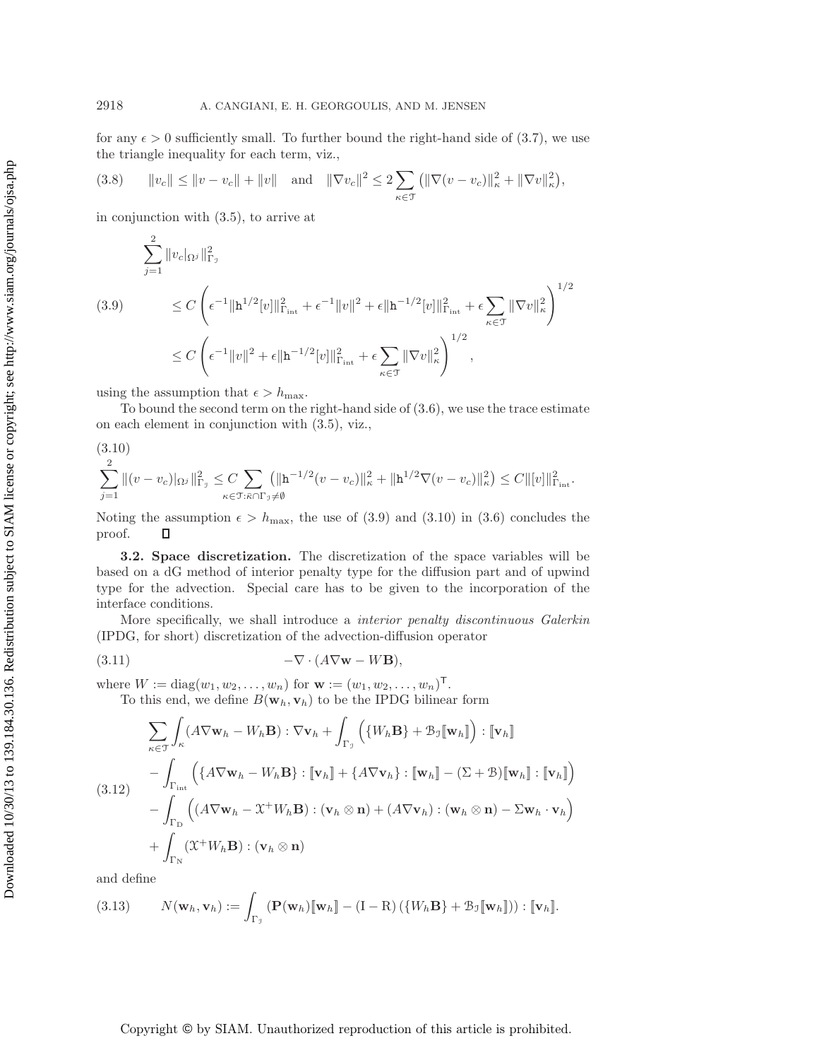for any $\epsilon > 0$ sufficiently small. To further bound the right-hand side of (3.7), we use the triangle inequality for each term, viz.,

$$
\|v_c\| \le \|v - v_c\| + \|v\| \quad \text{and} \quad \|\nabla v_c\|^2 \le 2 \sum_{\kappa \in \mathcal{T}} \left( \|\nabla (v - v_c)\|_\kappa^2 + \|\nabla v\|_\kappa^2 \right), \tag{3.8}
$$

in conjunction with (3.5), to arrive at

$$
\begin{aligned}
&\sum_{j=1}^{2} \|v_c|_{\Omega^j}\|_{\Gamma_\mathcal{J}}^2 \\
&\quad \le C \left( \epsilon^{-1} \|\mathtt{h}^{1/2}[v]\|_{\Gamma_{\mathrm{int}}}^2 + \epsilon^{-1}\|v\|^2 + \epsilon \|\mathtt{h}^{-1/2}[v]\|_{\Gamma_{\mathrm{int}}}^2 + \epsilon \sum_{\kappa \in \mathcal{T}} \|\nabla v\|_\kappa^2 \right)^{1/2} \\
&\quad \le C \left( \epsilon^{-1}\|v\|^2 + \epsilon \|\mathtt{h}^{-1/2}[v]\|_{\Gamma_{\mathrm{int}}}^2 + \epsilon \sum_{\kappa \in \mathcal{T}} \|\nabla v\|_\kappa^2 \right)^{1/2},
\end{aligned} \tag{3.9}
$$

using the assumption that $\epsilon > h_{\max}$.

To bound the second term on the right-hand side of (3.6), we use the trace estimate on each element in conjunction with (3.5), viz.,

$$
\sum_{j=1}^{2} \|(v - v_c)|_{\Omega^j}\|_{\Gamma_\mathcal{J}}^2 \le C \sum_{\kappa \in \mathcal{T}: \bar{\kappa} \cap \Gamma_\mathcal{J} \neq \emptyset} \left( \|\mathtt{h}^{-1/2}(v - v_c)\|_\kappa^2 + \|\mathtt{h}^{1/2}\nabla(v - v_c)\|_\kappa^2 \right) \le C \|[v]\|_{\Gamma_{\mathrm{int}}}^2. \tag{3.10}
$$

Noting the assumption $\epsilon > h_{\max}$, the use of (3.9) and (3.10) in (3.6) concludes the proof. $\square$

**3.2. Space discretization.** The discretization of the space variables will be based on a dG method of interior penalty type for the diffusion part and of upwind type for the advection. Special care has to be given to the incorporation of the interface conditions.

More specifically, we shall introduce a *interior penalty discontinuous Galerkin* (IPDG, for short) discretization of the advection-diffusion operator

$$
-\nabla \cdot (A \nabla \mathbf{w} - W \mathbf{B}), \tag{3.11}
$$

where $W := \mathrm{diag}(w_1, w_2, \ldots, w_n)$ for $\mathbf{w} := (w_1, w_2, \ldots, w_n)^\mathsf{T}$.

To this end, we define $B(\mathbf{w}_h, \mathbf{v}_h)$ to be the IPDG bilinear form

$$
\begin{aligned}
&\sum_{\kappa \in \mathcal{T}} \int_\kappa (A \nabla \mathbf{w}_h - W_h \mathbf{B}) : \nabla \mathbf{v}_h + \int_{\Gamma_\mathcal{J}} \Big( \{W_h \mathbf{B}\} + \mathcal{B}_\mathcal{J} [\![\mathbf{w}_h]\!] \Big) : [\![\mathbf{v}_h]\!] \\
&- \int_{\Gamma_{\mathrm{int}}} \Big( \{A \nabla \mathbf{w}_h - W_h \mathbf{B}\} : [\![\mathbf{v}_h]\!] + \{A \nabla \mathbf{v}_h\} : [\![\mathbf{w}_h]\!] - (\Sigma + \mathcal{B}) [\![\mathbf{w}_h]\!] : [\![\mathbf{v}_h]\!] \Big) \\
&- \int_{\Gamma_\mathrm{D}} \Big( (A \nabla \mathbf{w}_h - \mathcal{X}^+ W_h \mathbf{B}) : (\mathbf{v}_h \otimes \mathbf{n}) + (A \nabla \mathbf{v}_h) : (\mathbf{w}_h \otimes \mathbf{n}) - \Sigma \mathbf{w}_h \cdot \mathbf{v}_h \Big) \\
&+ \int_{\Gamma_\mathrm{N}} (\mathcal{X}^+ W_h \mathbf{B}) : (\mathbf{v}_h \otimes \mathbf{n})
\end{aligned} \tag{3.12}
$$

and define

$$
N(\mathbf{w}_h, \mathbf{v}_h) := \int_{\Gamma_\mathcal{J}} \left( \mathbf{P}(\mathbf{w}_h) [\![\mathbf{w}_h]\!] - (\mathrm{I} - \mathrm{R}) \left( \{W_h \mathbf{B}\} + \mathcal{B}_\mathcal{J} [\![\mathbf{w}_h]\!] \right) \right) : [\![\mathbf{v}_h]\!]. \tag{3.13}
$$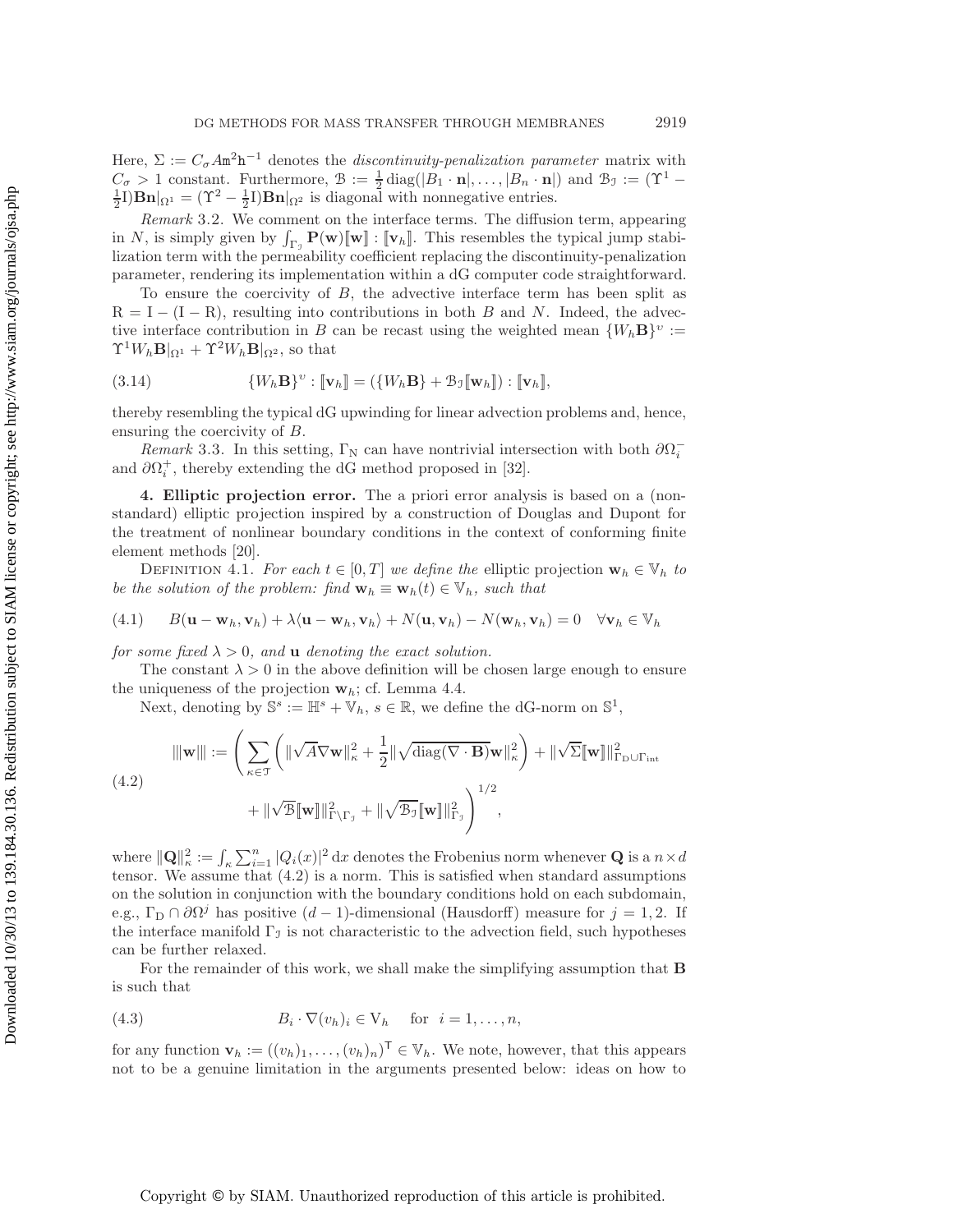Here, $\Sigma := C_\sigma A \mathtt{m}^2 \mathtt{h}^{-1}$ denotes the *discontinuity-penalization parameter* matrix with $C_\sigma > 1$ constant. Furthermore, $\mathcal{B} := \frac{1}{2}\operatorname{diag}(|B_1 \cdot \mathbf{n}|, \ldots, |B_n \cdot \mathbf{n}|)$ and $\mathcal{B}_{\mathcal{J}} := (\Upsilon^1 - \frac{1}{2}\mathrm{I})\mathbf{B}\mathbf{n}|_{\Omega^1} = (\Upsilon^2 - \frac{1}{2}\mathrm{I})\mathbf{B}\mathbf{n}|_{\Omega^2}$ is diagonal with nonnegative entries.

*Remark* 3.2. We comment on the interface terms. The diffusion term, appearing in $N$, is simply given by $\int_{\Gamma_{\mathcal{J}}} \mathbf{P}(\mathbf{w})[\![\mathbf{w}]\!] : [\![\mathbf{v}_h]\!]$. This resembles the typical jump stabilization term with the permeability coefficient replacing the discontinuity-penalization parameter, rendering its implementation within a dG computer code straightforward.

To ensure the coercivity of $B$, the advective interface term has been split as $\mathrm{R} = \mathrm{I} - (\mathrm{I} - \mathrm{R})$, resulting into contributions in both $B$ and $N$. Indeed, the advective interface contribution in $B$ can be recast using the weighted mean $\{W_h \mathbf{B}\}^\upsilon := \Upsilon^1 W_h \mathbf{B}|_{\Omega^1} + \Upsilon^2 W_h \mathbf{B}|_{\Omega^2}$, so that

$$
\{W_h \mathbf{B}\}^\upsilon : [\![\mathbf{v}_h]\!] = (\{W_h \mathbf{B}\} + \mathcal{B}_{\mathcal{J}}[\![\mathbf{w}_h]\!]) : [\![\mathbf{v}_h]\!], \tag{3.14}
$$

thereby resembling the typical dG upwinding for linear advection problems and, hence, ensuring the coercivity of $B$.

*Remark* 3.3. In this setting, $\Gamma_{\mathrm{N}}$ can have nontrivial intersection with both $\partial\Omega_i^-$ and $\partial\Omega_i^+$, thereby extending the dG method proposed in [32].

## 4. Elliptic projection error.

The a priori error analysis is based on a (nonstandard) elliptic projection inspired by a construction of Douglas and Dupont for the treatment of nonlinear boundary conditions in the context of conforming finite element methods [20].

Definition 4.1. *For each $t \in [0, T]$ we define the* elliptic projection $\mathbf{w}_h \in \mathbb{V}_h$ *to be the solution of the problem: find $\mathbf{w}_h \equiv \mathbf{w}_h(t) \in \mathbb{V}_h$, such that*

$$
B(\mathbf{u} - \mathbf{w}_h, \mathbf{v}_h) + \lambda\langle \mathbf{u} - \mathbf{w}_h, \mathbf{v}_h\rangle + N(\mathbf{u}, \mathbf{v}_h) - N(\mathbf{w}_h, \mathbf{v}_h) = 0 \quad \forall \mathbf{v}_h \in \mathbb{V}_h \tag{4.1}
$$

*for some fixed $\lambda > 0$, and $\mathbf{u}$ denoting the exact solution.*

The constant $\lambda > 0$ in the above definition will be chosen large enough to ensure the uniqueness of the projection $\mathbf{w}_h$; cf. Lemma 4.4.

Next, denoting by $\mathbb{S}^s := \mathbb{H}^s + \mathbb{V}_h$, $s \in \mathbb{R}$, we define the dG-norm on $\mathbb{S}^1$,

$$
\begin{aligned}
|\!|\!|\mathbf{w}|\!|\!| := \Bigg( \sum_{\kappa \in \mathcal{T}} \bigg( \|\sqrt{A}\nabla \mathbf{w}\|_\kappa^2 + \frac{1}{2}\|\sqrt{\operatorname{diag}(\nabla \cdot \mathbf{B})}\mathbf{w}\|_\kappa^2 \bigg) + \|\sqrt{\Sigma}[\![\mathbf{w}]\!]\|^2_{\Gamma_{\mathrm{D}} \cup \Gamma_{\mathrm{int}}} \\
+ \|\sqrt{\mathcal{B}}[\![\mathbf{w}]\!]\|^2_{\Gamma \setminus \Gamma_{\mathcal{J}}} + \|\sqrt{\mathcal{B}_{\mathcal{J}}}[\![\mathbf{w}]\!]\|^2_{\Gamma_{\mathcal{J}}} \Bigg)^{1/2},
\end{aligned} \tag{4.2}
$$

where $\|\mathbf{Q}\|_\kappa^2 := \int_\kappa \sum_{i=1}^n |Q_i(x)|^2 \,\mathrm{d}x$ denotes the Frobenius norm whenever $\mathbf{Q}$ is a $n \times d$ tensor. We assume that (4.2) is a norm. This is satisfied when standard assumptions on the solution in conjunction with the boundary conditions hold on each subdomain, e.g., $\Gamma_{\mathrm{D}} \cap \partial\Omega^j$ has positive $(d-1)$-dimensional (Hausdorff) measure for $j = 1, 2$. If the interface manifold $\Gamma_{\mathcal{J}}$ is not characteristic to the advection field, such hypotheses can be further relaxed.

For the remainder of this work, we shall make the simplifying assumption that $\mathbf{B}$ is such that

$$
B_i \cdot \nabla(v_h)_i \in \mathrm{V}_h \quad \text{for} \quad i = 1, \ldots, n, \tag{4.3}
$$

for any function $\mathbf{v}_h := ((v_h)_1, \ldots, (v_h)_n)^\mathsf{T} \in \mathbb{V}_h$. We note, however, that this appears not to be a genuine limitation in the arguments presented below: ideas on how to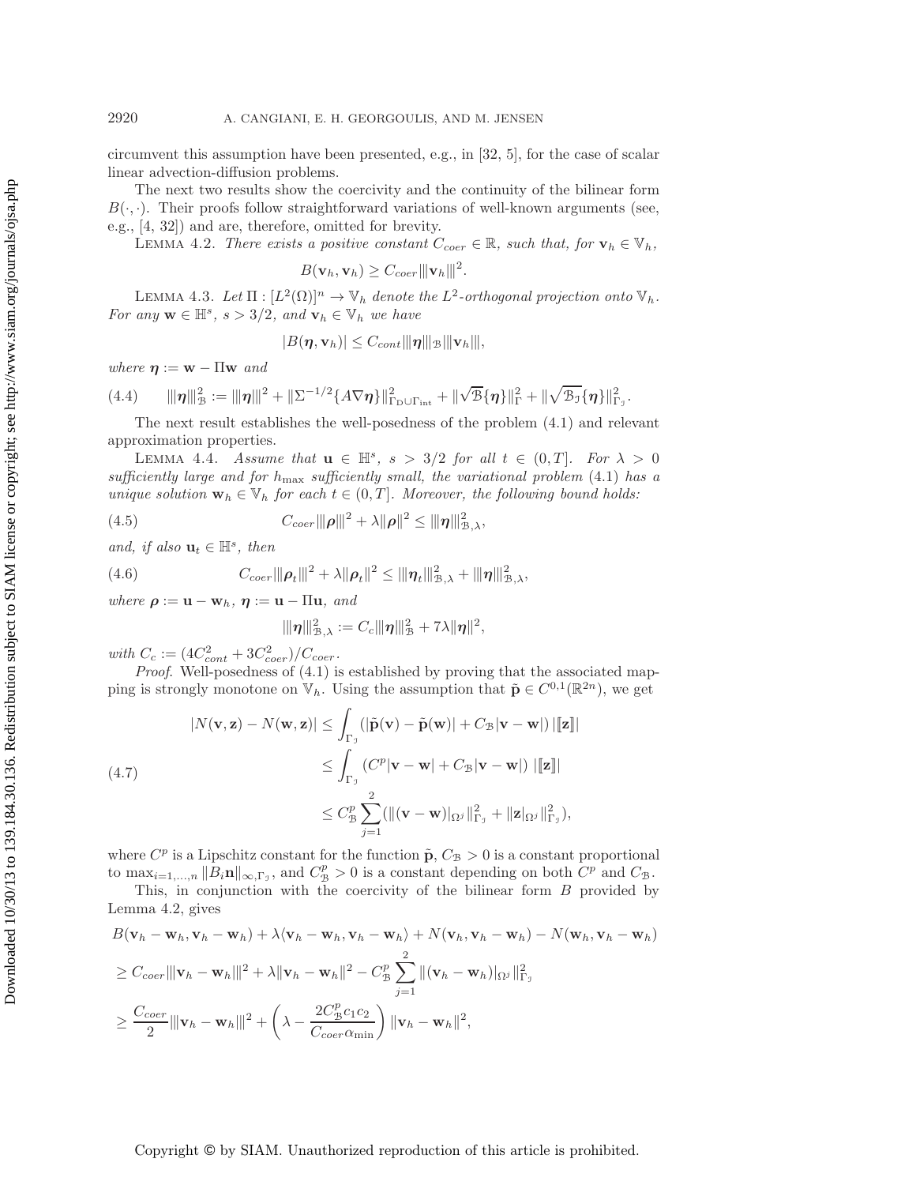circumvent this assumption have been presented, e.g., in [32, 5], for the case of scalar linear advection-diffusion problems.

The next two results show the coercivity and the continuity of the bilinear form $B(\cdot,\cdot)$. Their proofs follow straightforward variations of well-known arguments (see, e.g., [4, 32]) and are, therefore, omitted for brevity.

LEMMA 4.2. *There exists a positive constant $C_{coer} \in \mathbb{R}$, such that, for $\mathbf{v}_h \in \mathbb{V}_h$,*

$$B(\mathbf{v}_h, \mathbf{v}_h) \geq C_{coer} |||\mathbf{v}_h|||^2.$$

LEMMA 4.3. *Let $\Pi : [L^2(\Omega)]^n \to \mathbb{V}_h$ denote the $L^2$-orthogonal projection onto $\mathbb{V}_h$. For any $\mathbf{w} \in \mathbb{H}^s$, $s > 3/2$, and $\mathbf{v}_h \in \mathbb{V}_h$ we have*

$$|B(\boldsymbol{\eta}, \mathbf{v}_h)| \leq C_{cont} |||\boldsymbol{\eta}|||_{\mathcal{B}} |||\mathbf{v}_h|||,$$

*where $\boldsymbol{\eta} := \mathbf{w} - \Pi\mathbf{w}$ and*

$$|||\boldsymbol{\eta}|||_{\mathcal{B}}^2 := |||\boldsymbol{\eta}|||^2 + \|\Sigma^{-1/2}\{A\nabla\boldsymbol{\eta}\}\|^2_{\Gamma_{\mathrm{D}}\cup\Gamma_{\mathrm{int}}} + \|\sqrt{\mathcal{B}}\{\boldsymbol{\eta}\}\|^2_{\Gamma} + \|\sqrt{\mathcal{B}_{\jmath}}\{\boldsymbol{\eta}\}\|^2_{\Gamma_{\jmath}}. \tag{4.4}$$

The next result establishes the well-posedness of the problem (4.1) and relevant approximation properties.

LEMMA 4.4. *Assume that $\mathbf{u} \in \mathbb{H}^s$, $s > 3/2$ for all $t \in (0, T]$. For $\lambda > 0$ sufficiently large and for $h_{\max}$ sufficiently small, the variational problem (4.1) has a unique solution $\mathbf{w}_h \in \mathbb{V}_h$ for each $t \in (0, T]$. Moreover, the following bound holds:*

$$C_{coer}|||\boldsymbol{\rho}|||^2 + \lambda\|\boldsymbol{\rho}\|^2 \leq |||\boldsymbol{\eta}|||^2_{\mathcal{B},\lambda}, \tag{4.5}$$

*and, if also $\mathbf{u}_t \in \mathbb{H}^s$, then*

$$C_{coer}|||\boldsymbol{\rho}_t|||^2 + \lambda\|\boldsymbol{\rho}_t\|^2 \leq |||\boldsymbol{\eta}_t|||^2_{\mathcal{B},\lambda} + |||\boldsymbol{\eta}|||^2_{\mathcal{B},\lambda}, \tag{4.6}$$

*where $\boldsymbol{\rho} := \mathbf{u} - \mathbf{w}_h$, $\boldsymbol{\eta} := \mathbf{u} - \Pi\mathbf{u}$, and*

$$|||\boldsymbol{\eta}|||^2_{\mathcal{B},\lambda} := C_c|||\boldsymbol{\eta}|||^2_{\mathcal{B}} + 7\lambda\|\boldsymbol{\eta}\|^2,$$

*with $C_c := (4C^2_{cont} + 3C^2_{coer})/C_{coer}$.*

*Proof.* Well-posedness of (4.1) is established by proving that the associated mapping is strongly monotone on $\mathbb{V}_h$. Using the assumption that $\tilde{\mathbf{p}} \in C^{0,1}(\mathbb{R}^{2n})$, we get

$$\begin{aligned}
|N(\mathbf{v}, \mathbf{z}) - N(\mathbf{w}, \mathbf{z})| &\leq \int_{\Gamma_{\jmath}} \left(|\tilde{\mathbf{p}}(\mathbf{v}) - \tilde{\mathbf{p}}(\mathbf{w})| + C_{\mathcal{B}}|\mathbf{v} - \mathbf{w}|\right) |[\![\mathbf{z}]\!]| \\
&\leq \int_{\Gamma_{\jmath}} \left(C^p|\mathbf{v} - \mathbf{w}| + C_{\mathcal{B}}|\mathbf{v} - \mathbf{w}|\right) |[\![\mathbf{z}]\!]| \\
&\leq C^p_{\mathcal{B}} \sum_{j=1}^{2} (\|(\mathbf{v} - \mathbf{w})|_{\Omega^j}\|^2_{\Gamma_{\jmath}} + \|\mathbf{z}|_{\Omega^j}\|^2_{\Gamma_{\jmath}}),
\end{aligned} \tag{4.7}$$

where $C^p$ is a Lipschitz constant for the function $\tilde{\mathbf{p}}$, $C_{\mathcal{B}} > 0$ is a constant proportional to $\max_{i=1,\ldots,n} \|B_i\mathbf{n}\|_{\infty,\Gamma_{\jmath}}$, and $C^p_{\mathcal{B}} > 0$ is a constant depending on both $C^p$ and $C_{\mathcal{B}}$.

This, in conjunction with the coercivity of the bilinear form $B$ provided by Lemma 4.2, gives

$$\begin{aligned}
&B(\mathbf{v}_h - \mathbf{w}_h, \mathbf{v}_h - \mathbf{w}_h) + \lambda\langle\mathbf{v}_h - \mathbf{w}_h, \mathbf{v}_h - \mathbf{w}_h\rangle + N(\mathbf{v}_h, \mathbf{v}_h - \mathbf{w}_h) - N(\mathbf{w}_h, \mathbf{v}_h - \mathbf{w}_h) \\
&\geq C_{coer}|||\mathbf{v}_h - \mathbf{w}_h|||^2 + \lambda\|\mathbf{v}_h - \mathbf{w}_h\|^2 - C^p_{\mathcal{B}} \sum_{j=1}^{2} \|(\mathbf{v}_h - \mathbf{w}_h)|_{\Omega^j}\|^2_{\Gamma_{\jmath}} \\
&\geq \frac{C_{coer}}{2}|||\mathbf{v}_h - \mathbf{w}_h|||^2 + \left(\lambda - \frac{2C^p_{\mathcal{B}}c_1c_2}{C_{coer}\alpha_{\min}}\right)\|\mathbf{v}_h - \mathbf{w}_h\|^2,
\end{aligned}$$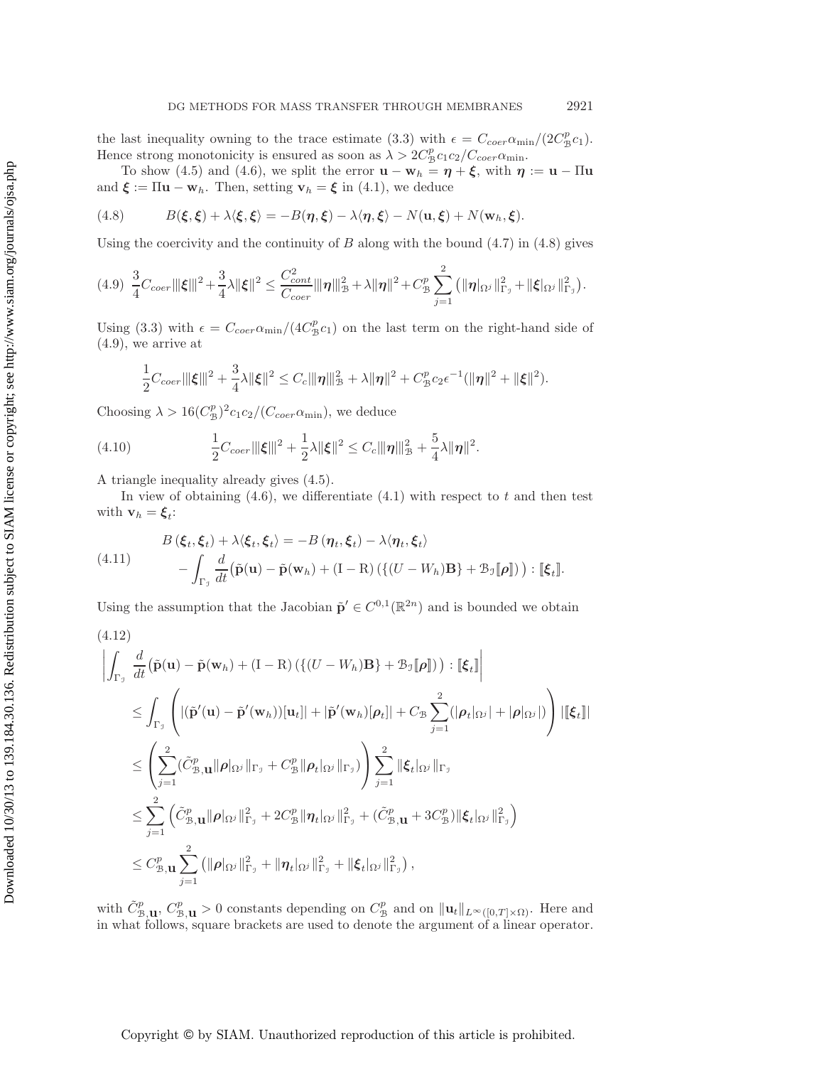the last inequality owning to the trace estimate (3.3) with $\epsilon = C_{coer}\alpha_{\min}/(2C^p_{\mathcal{B}}c_1)$. Hence strong monotonicity is ensured as soon as $\lambda > 2C^p_{\mathcal{B}}c_1c_2/C_{coer}\alpha_{\min}$.

To show (4.5) and (4.6), we split the error $\mathbf{u} - \mathbf{w}_h = \boldsymbol{\eta} + \boldsymbol{\xi}$, with $\boldsymbol{\eta} := \mathbf{u} - \Pi\mathbf{u}$ and $\boldsymbol{\xi} := \Pi\mathbf{u} - \mathbf{w}_h$. Then, setting $\mathbf{v}_h = \boldsymbol{\xi}$ in (4.1), we deduce

$$
B(\boldsymbol{\xi}, \boldsymbol{\xi}) + \lambda\langle\boldsymbol{\xi}, \boldsymbol{\xi}\rangle = -B(\boldsymbol{\eta}, \boldsymbol{\xi}) - \lambda\langle\boldsymbol{\eta}, \boldsymbol{\xi}\rangle - N(\mathbf{u}, \boldsymbol{\xi}) + N(\mathbf{w}_h, \boldsymbol{\xi}). \tag{4.8}
$$

Using the coercivity and the continuity of $B$ along with the bound (4.7) in (4.8) gives

$$
\frac{3}{4}C_{coer}|||\boldsymbol{\xi}|||^2 + \frac{3}{4}\lambda\|\boldsymbol{\xi}\|^2 \leq \frac{C^2_{cont}}{C_{coer}}|||\boldsymbol{\eta}|||^2_{\mathcal{B}} + \lambda\|\boldsymbol{\eta}\|^2 + C^p_{\mathcal{B}}\sum_{j=1}^{2}\left(\|\boldsymbol{\eta}|_{\Omega^j}\|^2_{\Gamma_\jmath} + \|\boldsymbol{\xi}|_{\Omega^j}\|^2_{\Gamma_\jmath}\right). \tag{4.9}
$$

Using (3.3) with $\epsilon = C_{coer}\alpha_{\min}/(4C^p_{\mathcal{B}}c_1)$ on the last term on the right-hand side of (4.9), we arrive at

$$
\frac{1}{2}C_{coer}|||\boldsymbol{\xi}|||^2 + \frac{3}{4}\lambda\|\boldsymbol{\xi}\|^2 \leq C_c|||\boldsymbol{\eta}|||^2_{\mathcal{B}} + \lambda\|\boldsymbol{\eta}\|^2 + C^p_{\mathcal{B}}c_2\epsilon^{-1}(\|\boldsymbol{\eta}\|^2 + \|\boldsymbol{\xi}\|^2).
$$

Choosing $\lambda > 16(C^p_{\mathcal{B}})^2c_1c_2/(C_{coer}\alpha_{\min})$, we deduce

$$
\frac{1}{2}C_{coer}|||\boldsymbol{\xi}|||^2 + \frac{1}{2}\lambda\|\boldsymbol{\xi}\|^2 \leq C_c|||\boldsymbol{\eta}|||^2_{\mathcal{B}} + \frac{5}{4}\lambda\|\boldsymbol{\eta}\|^2. \tag{4.10}
$$

A triangle inequality already gives (4.5).

In view of obtaining (4.6), we differentiate (4.1) with respect to $t$ and then test with $\mathbf{v}_h = \boldsymbol{\xi}_t$:

$$
\begin{aligned}
&B\left(\boldsymbol{\xi}_t, \boldsymbol{\xi}_t\right) + \lambda\langle\boldsymbol{\xi}_t, \boldsymbol{\xi}_t\rangle = -B\left(\boldsymbol{\eta}_t, \boldsymbol{\xi}_t\right) - \lambda\langle\boldsymbol{\eta}_t, \boldsymbol{\xi}_t\rangle \\
&\quad - \int_{\Gamma_\jmath} \frac{d}{dt}\big(\tilde{\mathbf{p}}(\mathbf{u}) - \tilde{\mathbf{p}}(\mathbf{w}_h) + (\mathrm{I} - \mathrm{R})\left(\{(U - W_h)\mathbf{B}\} + \mathcal{B}_\jmath[\![\boldsymbol{\rho}]\!]\right)\big) : [\![\boldsymbol{\xi}_t]\!].
\end{aligned} \tag{4.11}
$$

Using the assumption that the Jacobian $\tilde{\mathbf{p}}' \in C^{0,1}(\mathbb{R}^{2n})$ and is bounded we obtain

$$
\begin{aligned}
&\left|\int_{\Gamma_\jmath} \frac{d}{dt}\big(\tilde{\mathbf{p}}(\mathbf{u}) - \tilde{\mathbf{p}}(\mathbf{w}_h) + (\mathrm{I} - \mathrm{R})\left(\{(U - W_h)\mathbf{B}\} + \mathcal{B}_\jmath[\![\boldsymbol{\rho}]\!]\right)\big) : [\![\boldsymbol{\xi}_t]\!]\right| \\
&\quad \leq \int_{\Gamma_\jmath}\left(|(\tilde{\mathbf{p}}'(\mathbf{u}) - \tilde{\mathbf{p}}'(\mathbf{w}_h))[\mathbf{u}_t]| + |\tilde{\mathbf{p}}'(\mathbf{w}_h)[\boldsymbol{\rho}_t]| + C_{\mathcal{B}}\sum_{j=1}^{2}(|\boldsymbol{\rho}_t|_{\Omega^j}| + |\boldsymbol{\rho}|_{\Omega^j}|)\right)|[\![\boldsymbol{\xi}_t]\!]| \\
&\quad \leq \left(\sum_{j=1}^{2}(\tilde{C}^p_{\mathcal{B},\mathbf{u}}\|\boldsymbol{\rho}|_{\Omega^j}\|_{\Gamma_\jmath} + C^p_{\mathcal{B}}\|\boldsymbol{\rho}_t|_{\Omega^j}\|_{\Gamma_\jmath})\right)\sum_{j=1}^{2}\|\boldsymbol{\xi}_t|_{\Omega^j}\|_{\Gamma_\jmath} \\
&\quad \leq \sum_{j=1}^{2}\left(\tilde{C}^p_{\mathcal{B},\mathbf{u}}\|\boldsymbol{\rho}|_{\Omega^j}\|^2_{\Gamma_\jmath} + 2C^p_{\mathcal{B}}\|\boldsymbol{\eta}_t|_{\Omega^j}\|^2_{\Gamma_\jmath} + (\tilde{C}^p_{\mathcal{B},\mathbf{u}} + 3C^p_{\mathcal{B}})\|\boldsymbol{\xi}_t|_{\Omega^j}\|^2_{\Gamma_\jmath}\right) \\
&\quad \leq C^p_{\mathcal{B},\mathbf{u}}\sum_{j=1}^{2}\left(\|\boldsymbol{\rho}|_{\Omega^j}\|^2_{\Gamma_\jmath} + \|\boldsymbol{\eta}_t|_{\Omega^j}\|^2_{\Gamma_\jmath} + \|\boldsymbol{\xi}_t|_{\Omega^j}\|^2_{\Gamma_\jmath}\right),
\end{aligned} \tag{4.12}
$$

with $\tilde{C}^p_{\mathcal{B},\mathbf{u}}$, $C^p_{\mathcal{B},\mathbf{u}} > 0$ constants depending on $C^p_{\mathcal{B}}$ and on $\|\mathbf{u}_t\|_{L^\infty([0,T]\times\Omega)}$. Here and in what follows, square brackets are used to denote the argument of a linear operator.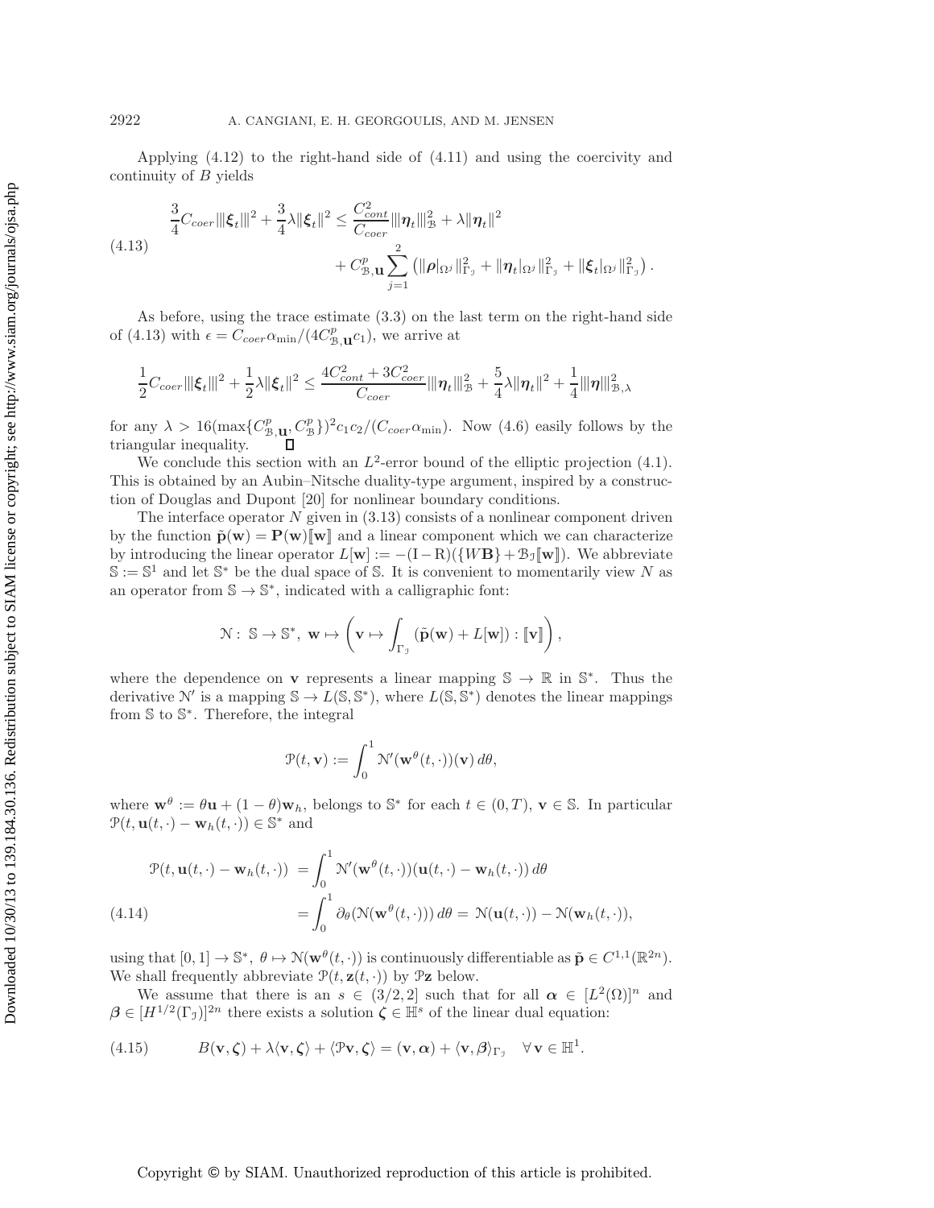Applying (4.12) to the right-hand side of (4.11) and using the coercivity and continuity of $B$ yields

$$
\begin{aligned}
\frac{3}{4}C_{coer}|||\boldsymbol{\xi}_t|||^2 + \frac{3}{4}\lambda\|\boldsymbol{\xi}_t\|^2 \le \frac{C_{cont}^2}{C_{coer}}|||\boldsymbol{\eta}_t|||_{\mathcal{B}}^2 + \lambda\|\boldsymbol{\eta}_t\|^2 \\
+ C_{\mathcal{B},\mathbf{u}}^p \sum_{j=1}^{2}\left(\|\boldsymbol{\rho}|_{\Omega^j}\|_{\Gamma_{\mathcal{I}}}^2 + \|\boldsymbol{\eta}_t|_{\Omega^j}\|_{\Gamma_{\mathcal{I}}}^2 + \|\boldsymbol{\xi}_t|_{\Omega^j}\|_{\Gamma_{\mathcal{I}}}^2\right).
\end{aligned}
\tag{4.13}
$$

As before, using the trace estimate (3.3) on the last term on the right-hand side of (4.13) with $\epsilon = C_{coer}\alpha_{\min}/(4C_{\mathcal{B},\mathbf{u}}^p c_1)$, we arrive at

$$
\frac{1}{2}C_{coer}|||\boldsymbol{\xi}_t|||^2 + \frac{1}{2}\lambda\|\boldsymbol{\xi}_t\|^2 \le \frac{4C_{cont}^2 + 3C_{coer}^2}{C_{coer}}|||\boldsymbol{\eta}_t|||_{\mathcal{B}}^2 + \frac{5}{4}\lambda\|\boldsymbol{\eta}_t\|^2 + \frac{1}{4}|||\boldsymbol{\eta}|||_{\mathcal{B},\lambda}^2
$$

for any $\lambda > 16(\max\{C_{\mathcal{B},\mathbf{u}}^p, C_{\mathcal{B}}^p\})^2 c_1 c_2/(C_{coer}\alpha_{\min})$. Now (4.6) easily follows by the triangular inequality. $\square$

We conclude this section with an $L^2$-error bound of the elliptic projection (4.1). This is obtained by an Aubin–Nitsche duality-type argument, inspired by a construction of Douglas and Dupont [20] for nonlinear boundary conditions.

The interface operator $N$ given in (3.13) consists of a nonlinear component driven by the function $\tilde{\mathbf{p}}(\mathbf{w}) = \mathbf{P}(\mathbf{w})[\![\mathbf{w}]\!]$ and a linear component which we can characterize by introducing the linear operator $L[\mathbf{w}] := -(\mathrm{I}-\mathrm{R})(\{W\mathbf{B}\} + \mathcal{B}_{\mathcal{I}}[\![\mathbf{w}]\!])$. We abbreviate $\mathbb{S} := \mathbb{S}^1$ and let $\mathbb{S}^*$ be the dual space of $\mathbb{S}$. It is convenient to momentarily view $N$ as an operator from $\mathbb{S} \to \mathbb{S}^*$, indicated with a calligraphic font:

$$
\mathcal{N}:\ \mathbb{S} \to \mathbb{S}^*,\ \mathbf{w} \mapsto \left(\mathbf{v} \mapsto \int_{\Gamma_{\mathcal{I}}} (\tilde{\mathbf{p}}(\mathbf{w}) + L[\mathbf{w}]) : [\![\mathbf{v}]\!]\right),
$$

where the dependence on $\mathbf{v}$ represents a linear mapping $\mathbb{S} \to \mathbb{R}$ in $\mathbb{S}^*$. Thus the derivative $\mathcal{N}'$ is a mapping $\mathbb{S} \to L(\mathbb{S}, \mathbb{S}^*)$, where $L(\mathbb{S}, \mathbb{S}^*)$ denotes the linear mappings from $\mathbb{S}$ to $\mathbb{S}^*$. Therefore, the integral

$$
\mathcal{P}(t, \mathbf{v}) := \int_0^1 \mathcal{N}'(\mathbf{w}^\theta(t,\cdot))(\mathbf{v})\, d\theta,
$$

where $\mathbf{w}^\theta := \theta\mathbf{u} + (1-\theta)\mathbf{w}_h$, belongs to $\mathbb{S}^*$ for each $t \in (0,T)$, $\mathbf{v} \in \mathbb{S}$. In particular $\mathcal{P}(t, \mathbf{u}(t,\cdot) - \mathbf{w}_h(t,\cdot)) \in \mathbb{S}^*$ and

$$
\begin{aligned}
\mathcal{P}(t, \mathbf{u}(t,\cdot) - \mathbf{w}_h(t,\cdot)) &= \int_0^1 \mathcal{N}'(\mathbf{w}^\theta(t,\cdot))(\mathbf{u}(t,\cdot) - \mathbf{w}_h(t,\cdot))\, d\theta \\
&= \int_0^1 \partial_\theta(\mathcal{N}(\mathbf{w}^\theta(t,\cdot)))\, d\theta = \mathcal{N}(\mathbf{u}(t,\cdot)) - \mathcal{N}(\mathbf{w}_h(t,\cdot)),
\end{aligned}
\tag{4.14}
$$

using that $[0,1] \to \mathbb{S}^*$, $\theta \mapsto \mathcal{N}(\mathbf{w}^\theta(t,\cdot))$ is continuously differentiable as $\tilde{\mathbf{p}} \in C^{1,1}(\mathbb{R}^{2n})$. We shall frequently abbreviate $\mathcal{P}(t, \mathbf{z}(t,\cdot))$ by $\mathcal{P}\mathbf{z}$ below.

We assume that there is an $s \in (3/2, 2]$ such that for all $\boldsymbol{\alpha} \in [L^2(\Omega)]^n$ and $\boldsymbol{\beta} \in [H^{1/2}(\Gamma_{\mathcal{I}})]^{2n}$ there exists a solution $\boldsymbol{\zeta} \in \mathbb{H}^s$ of the linear dual equation:

$$
B(\mathbf{v}, \boldsymbol{\zeta}) + \lambda\langle \mathbf{v}, \boldsymbol{\zeta}\rangle + \langle \mathcal{P}\mathbf{v}, \boldsymbol{\zeta}\rangle = (\mathbf{v}, \boldsymbol{\alpha}) + \langle \mathbf{v}, \boldsymbol{\beta}\rangle_{\Gamma_{\mathcal{I}}} \quad \forall\, \mathbf{v} \in \mathbb{H}^1.
\tag{4.15}
$$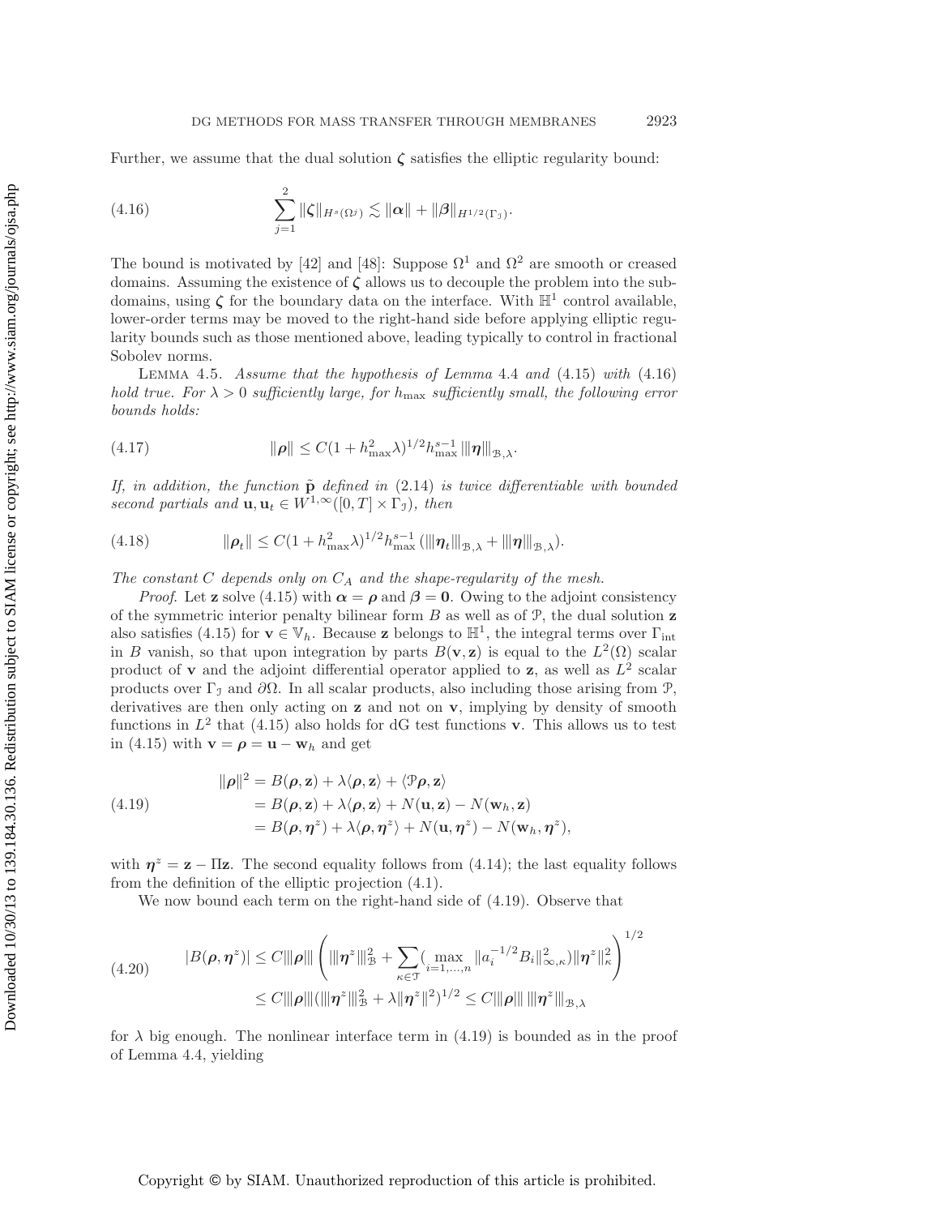Further, we assume that the dual solution $\boldsymbol{\zeta}$ satisfies the elliptic regularity bound:

$$\sum_{j=1}^{2} \|\boldsymbol{\zeta}\|_{H^s(\Omega^j)} \lesssim \|\boldsymbol{\alpha}\| + \|\boldsymbol{\beta}\|_{H^{1/2}(\Gamma_{\mathcal{J}})}. \tag{4.16}$$

The bound is motivated by [42] and [48]: Suppose $\Omega^1$ and $\Omega^2$ are smooth or creased domains. Assuming the existence of $\boldsymbol{\zeta}$ allows us to decouple the problem into the subdomains, using $\boldsymbol{\zeta}$ for the boundary data on the interface. With $\mathbb{H}^1$ control available, lower-order terms may be moved to the right-hand side before applying elliptic regularity bounds such as those mentioned above, leading typically to control in fractional Sobolev norms.

Lemma 4.5. *Assume that the hypothesis of Lemma* 4.4 *and* (4.15) *with* (4.16) *hold true. For $\lambda > 0$ sufficiently large, for $h_{\max}$ sufficiently small, the following error bounds holds:*

$$\|\boldsymbol{\rho}\| \leq C(1 + h_{\max}^2 \lambda)^{1/2} h_{\max}^{s-1} |||\boldsymbol{\eta}|||_{\mathcal{B},\lambda}. \tag{4.17}$$

*If, in addition, the function $\tilde{\mathbf{p}}$ defined in* (2.14) *is twice differentiable with bounded second partials and $\mathbf{u}, \mathbf{u}_t \in W^{1,\infty}([0,T] \times \Gamma_{\mathcal{J}})$, then*

$$\|\boldsymbol{\rho}_t\| \leq C(1 + h_{\max}^2 \lambda)^{1/2} h_{\max}^{s-1} (|||\boldsymbol{\eta}_t|||_{\mathcal{B},\lambda} + |||\boldsymbol{\eta}|||_{\mathcal{B},\lambda}). \tag{4.18}$$

*The constant $C$ depends only on $C_A$ and the shape-regularity of the mesh.*

*Proof.* Let $\mathbf{z}$ solve (4.15) with $\boldsymbol{\alpha} = \boldsymbol{\rho}$ and $\boldsymbol{\beta} = \mathbf{0}$. Owing to the adjoint consistency of the symmetric interior penalty bilinear form $B$ as well as of $\mathcal{P}$, the dual solution $\mathbf{z}$ also satisfies (4.15) for $\mathbf{v} \in \mathbb{V}_h$. Because $\mathbf{z}$ belongs to $\mathbb{H}^1$, the integral terms over $\Gamma_{\text{int}}$ in $B$ vanish, so that upon integration by parts $B(\mathbf{v}, \mathbf{z})$ is equal to the $L^2(\Omega)$ scalar product of $\mathbf{v}$ and the adjoint differential operator applied to $\mathbf{z}$, as well as $L^2$ scalar products over $\Gamma_{\mathcal{J}}$ and $\partial\Omega$. In all scalar products, also including those arising from $\mathcal{P}$, derivatives are then only acting on $\mathbf{z}$ and not on $\mathbf{v}$, implying by density of smooth functions in $L^2$ that (4.15) also holds for dG test functions $\mathbf{v}$. This allows us to test in (4.15) with $\mathbf{v} = \boldsymbol{\rho} = \mathbf{u} - \mathbf{w}_h$ and get

$$\begin{aligned}
\|\boldsymbol{\rho}\|^2 &= B(\boldsymbol{\rho}, \mathbf{z}) + \lambda\langle \boldsymbol{\rho}, \mathbf{z}\rangle + \langle \mathcal{P}\boldsymbol{\rho}, \mathbf{z}\rangle \\
&= B(\boldsymbol{\rho}, \mathbf{z}) + \lambda\langle \boldsymbol{\rho}, \mathbf{z}\rangle + N(\mathbf{u}, \mathbf{z}) - N(\mathbf{w}_h, \mathbf{z}) \\
&= B(\boldsymbol{\rho}, \boldsymbol{\eta}^z) + \lambda\langle \boldsymbol{\rho}, \boldsymbol{\eta}^z\rangle + N(\mathbf{u}, \boldsymbol{\eta}^z) - N(\mathbf{w}_h, \boldsymbol{\eta}^z),
\end{aligned} \tag{4.19}$$

with $\boldsymbol{\eta}^z = \mathbf{z} - \Pi\mathbf{z}$. The second equality follows from (4.14); the last equality follows from the definition of the elliptic projection (4.1).

We now bound each term on the right-hand side of (4.19). Observe that

$$\begin{aligned}
|B(\boldsymbol{\rho}, \boldsymbol{\eta}^z)| &\leq C|||\boldsymbol{\rho}||| \left( |||\boldsymbol{\eta}^z|||_{\mathcal{B}}^2 + \sum_{\kappa \in \mathcal{T}} (\max_{i=1,\ldots,n} \|a_i^{-1/2} B_i\|_{\infty,\kappa}^2) \|\boldsymbol{\eta}^z\|_\kappa^2 \right)^{1/2} \\
&\leq C|||\boldsymbol{\rho}|||(|||\boldsymbol{\eta}^z|||_{\mathcal{B}}^2 + \lambda\|\boldsymbol{\eta}^z\|^2)^{1/2} \leq C|||\boldsymbol{\rho}|||\, |||\boldsymbol{\eta}^z|||_{\mathcal{B},\lambda}
\end{aligned} \tag{4.20}$$

for $\lambda$ big enough. The nonlinear interface term in (4.19) is bounded as in the proof of Lemma 4.4, yielding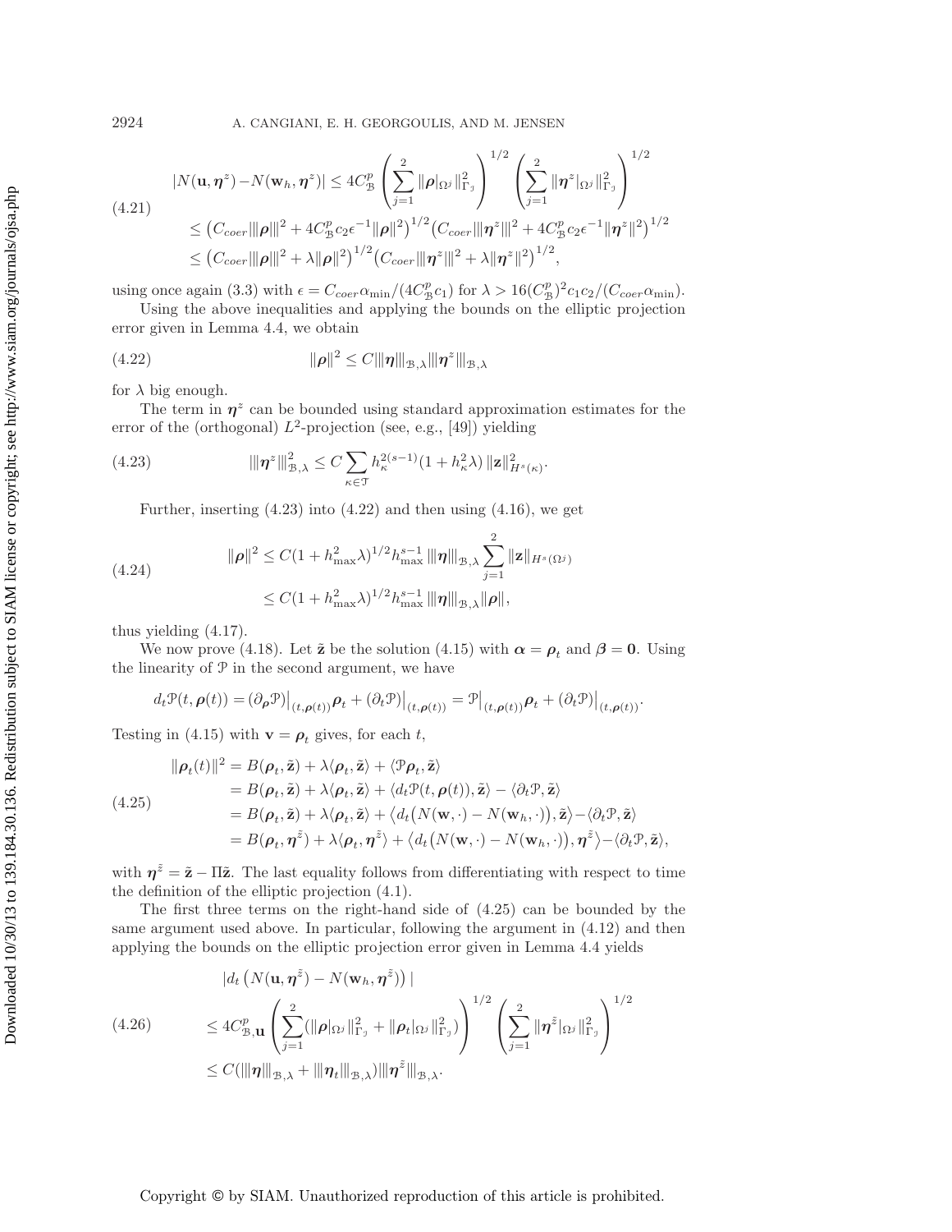$$
\begin{aligned}
|N(\mathbf{u},\boldsymbol{\eta}^z)-N(\mathbf{w}_h,\boldsymbol{\eta}^z)| &\leq 4C_{\mathcal{B}}^p\left(\sum_{j=1}^2 \|\boldsymbol{\rho}|_{\Omega^j}\|_{\Gamma_j}^2\right)^{1/2}\left(\sum_{j=1}^2 \|\boldsymbol{\eta}^z|_{\Omega^j}\|_{\Gamma_j}^2\right)^{1/2} \\
&\leq \left(C_{coer}|||\boldsymbol{\rho}|||^2 + 4C_{\mathcal{B}}^p c_2 \epsilon^{-1}\|\boldsymbol{\rho}\|^2\right)^{1/2}\left(C_{coer}|||\boldsymbol{\eta}^z|||^2 + 4C_{\mathcal{B}}^p c_2\epsilon^{-1}\|\boldsymbol{\eta}^z\|^2\right)^{1/2} \\
&\leq \left(C_{coer}|||\boldsymbol{\rho}|||^2 + \lambda\|\boldsymbol{\rho}\|^2\right)^{1/2}\left(C_{coer}|||\boldsymbol{\eta}^z|||^2 + \lambda\|\boldsymbol{\eta}^z\|^2\right)^{1/2},
\end{aligned} \tag{4.21}
$$

using once again (3.3) with $\epsilon = C_{coer}\alpha_{\min}/(4C_{\mathcal{B}}^p c_1)$ for $\lambda > 16(C_{\mathcal{B}}^p)^2 c_1 c_2/(C_{coer}\alpha_{\min})$.

Using the above inequalities and applying the bounds on the elliptic projection error given in Lemma 4.4, we obtain

$$
\|\boldsymbol{\rho}\|^2 \leq C|||\boldsymbol{\eta}|||_{\mathcal{B},\lambda}|||\boldsymbol{\eta}^z|||_{\mathcal{B},\lambda} \tag{4.22}
$$

for $\lambda$ big enough.

The term in $\boldsymbol{\eta}^z$ can be bounded using standard approximation estimates for the error of the (orthogonal) $L^2$-projection (see, e.g., [49]) yielding

$$
|||\boldsymbol{\eta}^z|||_{\mathcal{B},\lambda}^2 \leq C\sum_{\kappa\in\mathcal{T}} h_\kappa^{2(s-1)}(1+h_\kappa^2\lambda)\,\|\mathbf{z}\|_{H^s(\kappa)}^2. \tag{4.23}
$$

Further, inserting (4.23) into (4.22) and then using (4.16), we get

$$
\begin{aligned}
\|\boldsymbol{\rho}\|^2 &\leq C(1+h_{\max}^2\lambda)^{1/2}h_{\max}^{s-1}\,|||\boldsymbol{\eta}|||_{\mathcal{B},\lambda}\sum_{j=1}^2\|\mathbf{z}\|_{H^s(\Omega^j)} \\
&\leq C(1+h_{\max}^2\lambda)^{1/2}h_{\max}^{s-1}\,|||\boldsymbol{\eta}|||_{\mathcal{B},\lambda}\|\boldsymbol{\rho}\|,
\end{aligned} \tag{4.24}
$$

thus yielding (4.17).

We now prove (4.18). Let $\tilde{\mathbf{z}}$ be the solution (4.15) with $\boldsymbol{\alpha} = \boldsymbol{\rho}_t$ and $\boldsymbol{\beta} = \mathbf{0}$. Using the linearity of $\mathcal{P}$ in the second argument, we have

$$
d_t\mathcal{P}(t,\boldsymbol{\rho}(t)) = (\partial_{\boldsymbol{\rho}}\mathcal{P})\big|_{(t,\boldsymbol{\rho}(t))}\boldsymbol{\rho}_t + (\partial_t\mathcal{P})\big|_{(t,\boldsymbol{\rho}(t))} = \mathcal{P}\big|_{(t,\boldsymbol{\rho}(t))}\boldsymbol{\rho}_t + (\partial_t\mathcal{P})\big|_{(t,\boldsymbol{\rho}(t))}.
$$

Testing in (4.15) with $\mathbf{v} = \boldsymbol{\rho}_t$ gives, for each $t$,

$$
\begin{aligned}
\|\boldsymbol{\rho}_t(t)\|^2 &= B(\boldsymbol{\rho}_t,\tilde{\mathbf{z}}) + \lambda\langle\boldsymbol{\rho}_t,\tilde{\mathbf{z}}\rangle + \langle\mathcal{P}\boldsymbol{\rho}_t,\tilde{\mathbf{z}}\rangle \\
&= B(\boldsymbol{\rho}_t,\tilde{\mathbf{z}}) + \lambda\langle\boldsymbol{\rho}_t,\tilde{\mathbf{z}}\rangle + \langle d_t\mathcal{P}(t,\boldsymbol{\rho}(t)),\tilde{\mathbf{z}}\rangle - \langle\partial_t\mathcal{P},\tilde{\mathbf{z}}\rangle \\
&= B(\boldsymbol{\rho}_t,\tilde{\mathbf{z}}) + \lambda\langle\boldsymbol{\rho}_t,\tilde{\mathbf{z}}\rangle + \big\langle d_t\big(N(\mathbf{w},\cdot)-N(\mathbf{w}_h,\cdot)\big),\tilde{\mathbf{z}}\big\rangle - \langle\partial_t\mathcal{P},\tilde{\mathbf{z}}\rangle \\
&= B(\boldsymbol{\rho}_t,\boldsymbol{\eta}^{\tilde{z}}) + \lambda\langle\boldsymbol{\rho}_t,\boldsymbol{\eta}^{\tilde{z}}\rangle + \big\langle d_t\big(N(\mathbf{w},\cdot)-N(\mathbf{w}_h,\cdot)\big),\boldsymbol{\eta}^{\tilde{z}}\big\rangle - \langle\partial_t\mathcal{P},\tilde{\mathbf{z}}\rangle,
\end{aligned} \tag{4.25}
$$

with $\boldsymbol{\eta}^{\tilde{z}} = \tilde{\mathbf{z}} - \Pi\tilde{\mathbf{z}}$. The last equality follows from differentiating with respect to time the definition of the elliptic projection (4.1).

The first three terms on the right-hand side of (4.25) can be bounded by the same argument used above. In particular, following the argument in (4.12) and then applying the bounds on the elliptic projection error given in Lemma 4.4 yields

$$
\begin{aligned}
&|d_t\left(N(\mathbf{u},\boldsymbol{\eta}^{\tilde{z}}) - N(\mathbf{w}_h,\boldsymbol{\eta}^{\tilde{z}})\right)| \\
&\leq 4C_{\mathcal{B},\mathbf{u}}^p\left(\sum_{j=1}^2\left(\|\boldsymbol{\rho}|_{\Omega^j}\|_{\Gamma_j}^2 + \|\boldsymbol{\rho}_t|_{\Omega^j}\|_{\Gamma_j}^2\right)\right)^{1/2}\left(\sum_{j=1}^2\|\boldsymbol{\eta}^{\tilde{z}}|_{\Omega^j}\|_{\Gamma_j}^2\right)^{1/2} \\
&\leq C(|||\boldsymbol{\eta}|||_{\mathcal{B},\lambda} + |||\boldsymbol{\eta}_t|||_{\mathcal{B},\lambda})|||\boldsymbol{\eta}^{\tilde{z}}|||_{\mathcal{B},\lambda}.
\end{aligned} \tag{4.26}
$$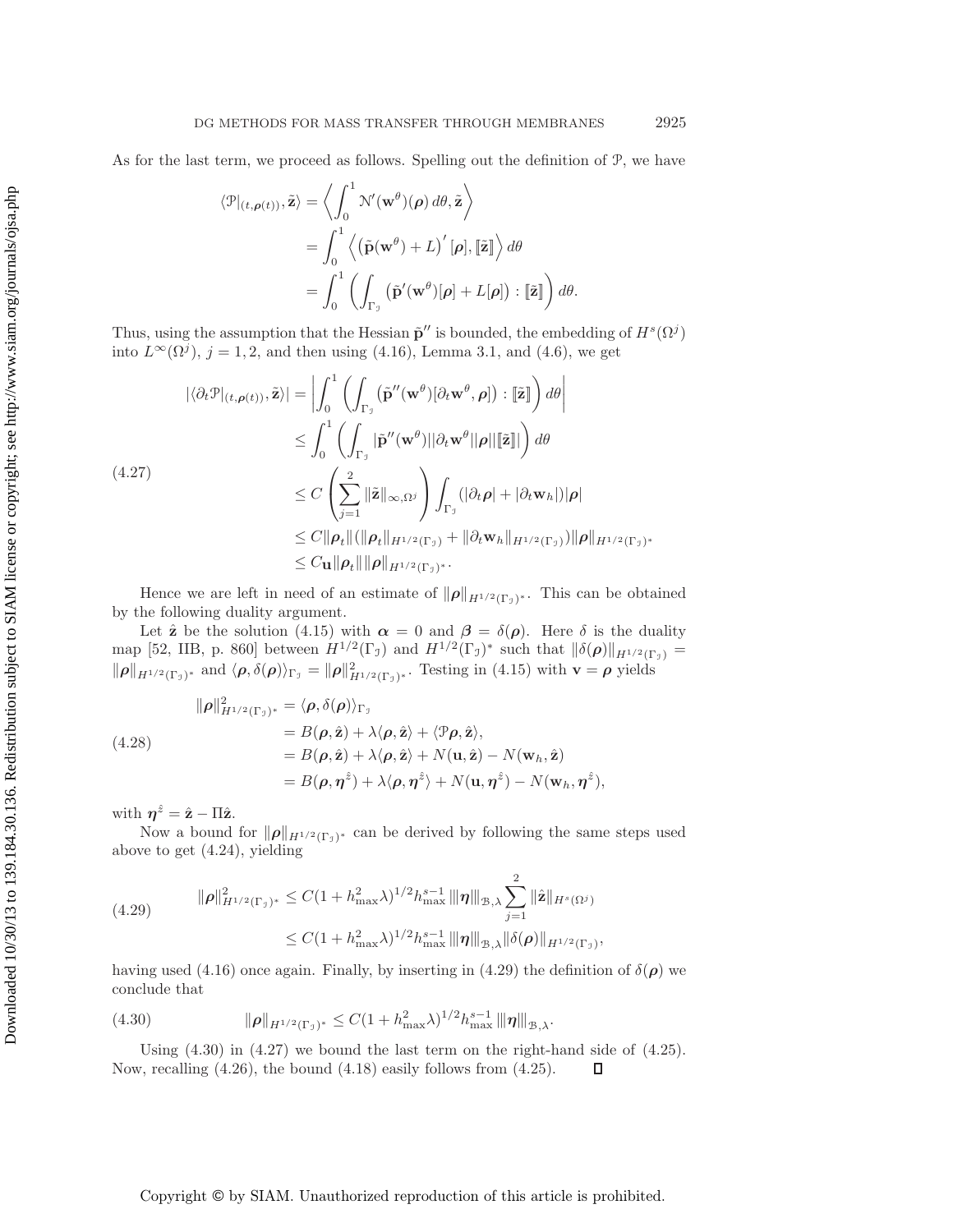As for the last term, we proceed as follows. Spelling out the definition of $\mathcal{P}$, we have

$$
\begin{aligned}
\langle \mathcal{P}|_{(t,\boldsymbol{\rho}(t))}, \tilde{\mathbf{z}} \rangle &= \left\langle \int_0^1 \mathcal{N}'(\mathbf{w}^\theta)(\boldsymbol{\rho})\, d\theta, \tilde{\mathbf{z}} \right\rangle \\
&= \int_0^1 \left\langle \left(\tilde{\mathbf{p}}(\mathbf{w}^\theta) + L\right)' [\boldsymbol{\rho}], [\![\tilde{\mathbf{z}}]\!] \right\rangle d\theta \\
&= \int_0^1 \left( \int_{\Gamma_\jmath} \left(\tilde{\mathbf{p}}'(\mathbf{w}^\theta)[\boldsymbol{\rho}] + L[\boldsymbol{\rho}]\right) : [\![\tilde{\mathbf{z}}]\!] \right) d\theta.
\end{aligned}
$$

Thus, using the assumption that the Hessian $\tilde{\mathbf{p}}''$ is bounded, the embedding of $H^s(\Omega^j)$ into $L^\infty(\Omega^j)$, $j = 1, 2$, and then using (4.16), Lemma 3.1, and (4.6), we get

$$
\begin{aligned}
|\langle \partial_t \mathcal{P}|_{(t,\boldsymbol{\rho}(t))}, \tilde{\mathbf{z}} \rangle| &= \left| \int_0^1 \left( \int_{\Gamma_\jmath} \left(\tilde{\mathbf{p}}''(\mathbf{w}^\theta)[\partial_t \mathbf{w}^\theta, \boldsymbol{\rho}]\right) : [\![\tilde{\mathbf{z}}]\!] \right) d\theta \right| \\
&\leq \int_0^1 \left( \int_{\Gamma_\jmath} |\tilde{\mathbf{p}}''(\mathbf{w}^\theta)| |\partial_t \mathbf{w}^\theta| |\boldsymbol{\rho}| |[\![\tilde{\mathbf{z}}]\!]| \right) d\theta \\
&\leq C \left( \sum_{j=1}^2 \|\tilde{\mathbf{z}}\|_{\infty,\Omega^j} \right) \int_{\Gamma_\jmath} (|\partial_t \boldsymbol{\rho}| + |\partial_t \mathbf{w}_h|) |\boldsymbol{\rho}| \\
&\leq C \|\boldsymbol{\rho}_t\| (\|\boldsymbol{\rho}_t\|_{H^{1/2}(\Gamma_\jmath)} + \|\partial_t \mathbf{w}_h\|_{H^{1/2}(\Gamma_\jmath)}) \|\boldsymbol{\rho}\|_{H^{1/2}(\Gamma_\jmath)^*} \\
&\leq C_{\mathbf{u}} \|\boldsymbol{\rho}_t\| \|\boldsymbol{\rho}\|_{H^{1/2}(\Gamma_\jmath)^*}.
\end{aligned} \tag{4.27}
$$

Hence we are left in need of an estimate of $\|\boldsymbol{\rho}\|_{H^{1/2}(\Gamma_\jmath)^*}$. This can be obtained by the following duality argument.

Let $\hat{\mathbf{z}}$ be the solution (4.15) with $\boldsymbol{\alpha} = 0$ and $\boldsymbol{\beta} = \delta(\boldsymbol{\rho})$. Here $\delta$ is the duality map [52, IIB, p. 860] between $H^{1/2}(\Gamma_\jmath)$ and $H^{1/2}(\Gamma_\jmath)^*$ such that $\|\delta(\boldsymbol{\rho})\|_{H^{1/2}(\Gamma_\jmath)} = \|\boldsymbol{\rho}\|_{H^{1/2}(\Gamma_\jmath)^*}$ and $\langle \boldsymbol{\rho}, \delta(\boldsymbol{\rho}) \rangle_{\Gamma_\jmath} = \|\boldsymbol{\rho}\|^2_{H^{1/2}(\Gamma_\jmath)^*}$. Testing in (4.15) with $\mathbf{v} = \boldsymbol{\rho}$ yields

$$
\begin{aligned}
\|\boldsymbol{\rho}\|^2_{H^{1/2}(\Gamma_\jmath)^*} &= \langle \boldsymbol{\rho}, \delta(\boldsymbol{\rho}) \rangle_{\Gamma_\jmath} \\
&= B(\boldsymbol{\rho}, \hat{\mathbf{z}}) + \lambda \langle \boldsymbol{\rho}, \hat{\mathbf{z}} \rangle + \langle \mathcal{P}\boldsymbol{\rho}, \hat{\mathbf{z}} \rangle, \\
&= B(\boldsymbol{\rho}, \hat{\mathbf{z}}) + \lambda \langle \boldsymbol{\rho}, \hat{\mathbf{z}} \rangle + N(\mathbf{u}, \hat{\mathbf{z}}) - N(\mathbf{w}_h, \hat{\mathbf{z}}) \\
&= B(\boldsymbol{\rho}, \boldsymbol{\eta}^{\hat{z}}) + \lambda \langle \boldsymbol{\rho}, \boldsymbol{\eta}^{\hat{z}} \rangle + N(\mathbf{u}, \boldsymbol{\eta}^{\hat{z}}) - N(\mathbf{w}_h, \boldsymbol{\eta}^{\hat{z}}),
\end{aligned} \tag{4.28}
$$

with $\boldsymbol{\eta}^{\hat{z}} = \hat{\mathbf{z}} - \Pi \hat{\mathbf{z}}$.

Now a bound for $\|\boldsymbol{\rho}\|_{H^{1/2}(\Gamma_\jmath)^*}$ can be derived by following the same steps used above to get (4.24), yielding

$$
\begin{aligned}
\|\boldsymbol{\rho}\|^2_{H^{1/2}(\Gamma_\jmath)^*} &\leq C(1 + h^2_{\max}\lambda)^{1/2} h^{s-1}_{\max} |||\boldsymbol{\eta}|||_{\mathcal{B},\lambda} \sum_{j=1}^2 \|\hat{\mathbf{z}}\|_{H^s(\Omega^j)} \\
&\leq C(1 + h^2_{\max}\lambda)^{1/2} h^{s-1}_{\max} |||\boldsymbol{\eta}|||_{\mathcal{B},\lambda} \|\delta(\boldsymbol{\rho})\|_{H^{1/2}(\Gamma_\jmath)},
\end{aligned} \tag{4.29}
$$

having used (4.16) once again. Finally, by inserting in (4.29) the definition of $\delta(\boldsymbol{\rho})$ we conclude that

$$
\|\boldsymbol{\rho}\|_{H^{1/2}(\Gamma_\jmath)^*} \leq C(1 + h^2_{\max}\lambda)^{1/2} h^{s-1}_{\max} |||\boldsymbol{\eta}|||_{\mathcal{B},\lambda}. \tag{4.30}
$$

Using (4.30) in (4.27) we bound the last term on the right-hand side of (4.25). Now, recalling (4.26), the bound (4.18) easily follows from (4.25). $\square$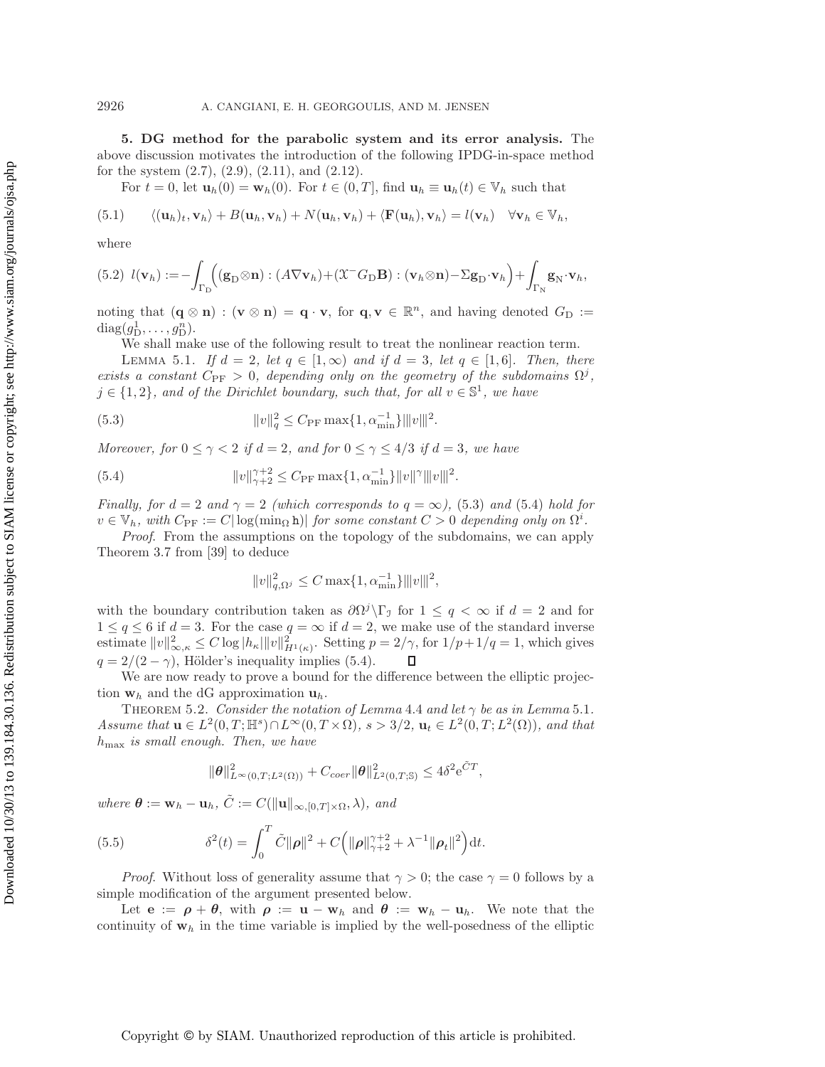**5. DG method for the parabolic system and its error analysis.** The above discussion motivates the introduction of the following IPDG-in-space method for the system (2.7), (2.9), (2.11), and (2.12).

For $t = 0$, let $\mathbf{u}_h(0) = \mathbf{w}_h(0)$. For $t \in (0,T]$, find $\mathbf{u}_h \equiv \mathbf{u}_h(t) \in \mathbb{V}_h$ such that

$$\langle (\mathbf{u}_h)_t, \mathbf{v}_h \rangle + B(\mathbf{u}_h, \mathbf{v}_h) + N(\mathbf{u}_h, \mathbf{v}_h) + \langle \mathbf{F}(\mathbf{u}_h), \mathbf{v}_h \rangle = l(\mathbf{v}_h) \quad \forall \mathbf{v}_h \in \mathbb{V}_h, \tag{5.1}$$

where

$$l(\mathbf{v}_h) := -\int_{\Gamma_{\rm D}} \Big( (\mathbf{g}_{\rm D} \otimes \mathbf{n}) : (A \nabla \mathbf{v}_h) + (\mathfrak{X}^- G_{\rm D} \mathbf{B}) : (\mathbf{v}_h \otimes \mathbf{n}) - \Sigma \mathbf{g}_{\rm D} \cdot \mathbf{v}_h \Big) + \int_{\Gamma_{\rm N}} \mathbf{g}_{\rm N} \cdot \mathbf{v}_h, \tag{5.2}$$

noting that $(\mathbf{q} \otimes \mathbf{n}) : (\mathbf{v} \otimes \mathbf{n}) = \mathbf{q} \cdot \mathbf{v}$, for $\mathbf{q}, \mathbf{v} \in \mathbb{R}^n$, and having denoted $G_{\rm D} := \operatorname{diag}(g_{\rm D}^1, \ldots, g_{\rm D}^n)$.

We shall make use of the following result to treat the nonlinear reaction term.

Lemma 5.1. *If $d = 2$, let $q \in [1, \infty)$ and if $d = 3$, let $q \in [1, 6]$. Then, there exists a constant $C_{\rm PF} > 0$, depending only on the geometry of the subdomains $\Omega^j$, $j \in \{1, 2\}$, and of the Dirichlet boundary, such that, for all $v \in \mathbb{S}^1$, we have*

$$\|v\|_q^2 \leq C_{\rm PF} \max\{1, \alpha_{\min}^{-1}\} |||v|||^2. \tag{5.3}$$

*Moreover, for $0 \leq \gamma < 2$ if $d = 2$, and for $0 \leq \gamma \leq 4/3$ if $d = 3$, we have*

$$\|v\|_{\gamma+2}^{\gamma+2} \leq C_{\rm PF} \max\{1, \alpha_{\min}^{-1}\} \|v\|^\gamma |||v|||^2. \tag{5.4}$$

*Finally, for $d = 2$ and $\gamma = 2$ (which corresponds to $q = \infty$), (5.3) and (5.4) hold for $v \in \mathbb{V}_h$, with $C_{\rm PF} := C|\log(\min_\Omega \mathtt{h})|$ for some constant $C > 0$ depending only on $\Omega^i$.*

*Proof.* From the assumptions on the topology of the subdomains, we can apply Theorem 3.7 from [39] to deduce

$$\|v\|_{q,\Omega^j}^2 \leq C \max\{1, \alpha_{\min}^{-1}\} |||v|||^2,$$

with the boundary contribution taken as $\partial\Omega^j \backslash \Gamma_{\jmath}$ for $1 \leq q < \infty$ if $d = 2$ and for $1 \leq q \leq 6$ if $d = 3$. For the case $q = \infty$ if $d = 2$, we make use of the standard inverse estimate $\|v\|_{\infty,\kappa}^2 \leq C \log |h_\kappa| \|v\|_{H^1(\kappa)}^2$. Setting $p = 2/\gamma$, for $1/p + 1/q = 1$, which gives $q = 2/(2-\gamma)$, Hölder's inequality implies (5.4). $\square$

We are now ready to prove a bound for the difference between the elliptic projection $\mathbf{w}_h$ and the dG approximation $\mathbf{u}_h$.

Theorem 5.2. *Consider the notation of Lemma 4.4 and let $\gamma$ be as in Lemma 5.1. Assume that $\mathbf{u} \in L^2(0,T; \mathbb{H}^s) \cap L^\infty(0, T \times \Omega)$, $s > 3/2$, $\mathbf{u}_t \in L^2(0,T; L^2(\Omega))$, and that $h_{\max}$ is small enough. Then, we have*

$$\|\boldsymbol{\theta}\|_{L^\infty(0,T;L^2(\Omega))}^2 + C_{coer} \|\boldsymbol{\theta}\|_{L^2(0,T;\mathbb{S})}^2 \leq 4\delta^2 e^{\tilde{C}T},$$

*where $\boldsymbol{\theta} := \mathbf{w}_h - \mathbf{u}_h$, $\tilde{C} := C(\|\mathbf{u}\|_{\infty,[0,T]\times\Omega}, \lambda)$, and*

$$\delta^2(t) = \int_0^T \tilde{C} \|\boldsymbol{\rho}\|^2 + C\Big( \|\boldsymbol{\rho}\|_{\gamma+2}^{\gamma+2} + \lambda^{-1} \|\boldsymbol{\rho}_t\|^2 \Big) {\rm d}t. \tag{5.5}$$

*Proof.* Without loss of generality assume that $\gamma > 0$; the case $\gamma = 0$ follows by a simple modification of the argument presented below.

Let $\mathbf{e} := \boldsymbol{\rho} + \boldsymbol{\theta}$, with $\boldsymbol{\rho} := \mathbf{u} - \mathbf{w}_h$ and $\boldsymbol{\theta} := \mathbf{w}_h - \mathbf{u}_h$. We note that the continuity of $\mathbf{w}_h$ in the time variable is implied by the well-posedness of the elliptic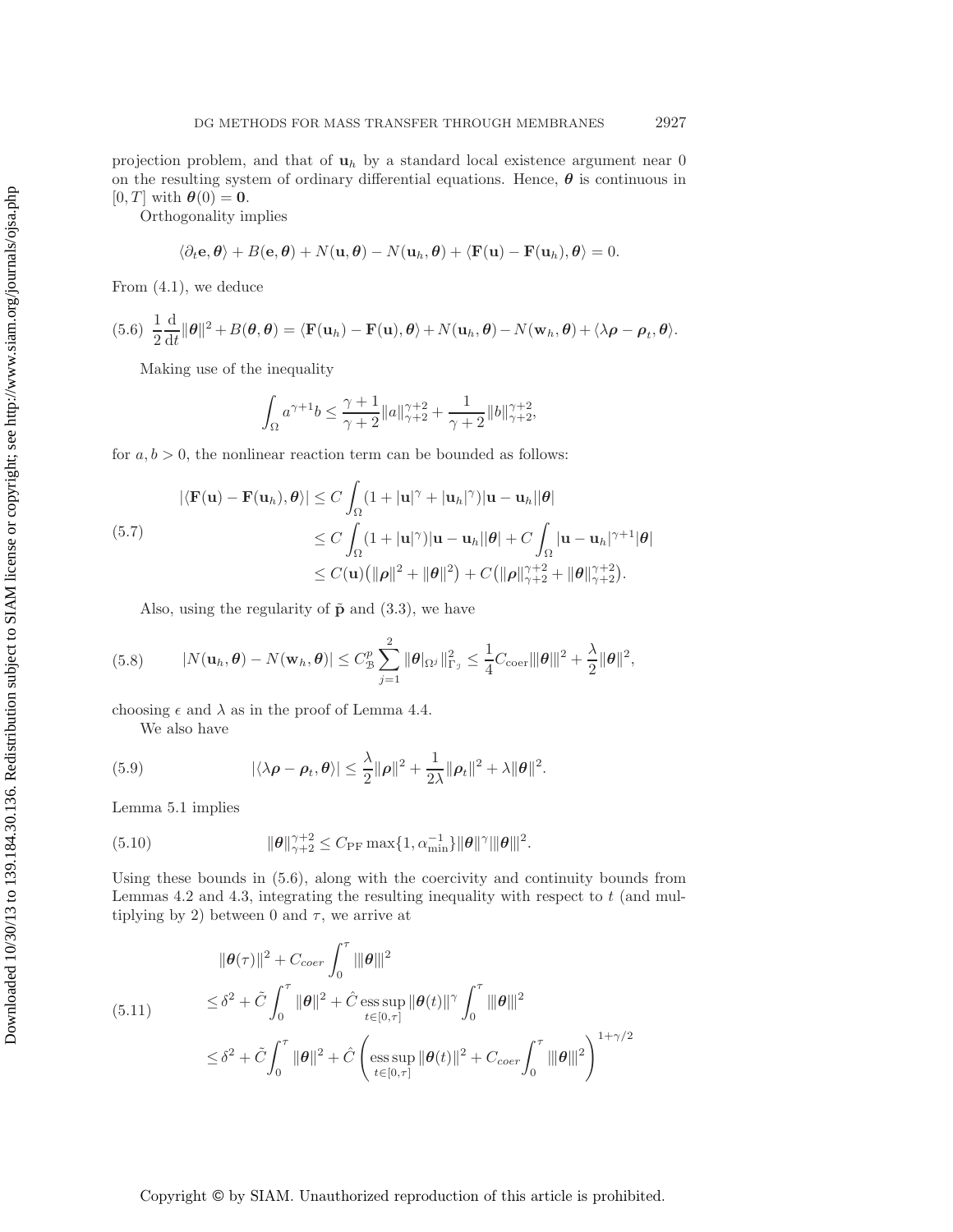projection problem, and that of $\mathbf{u}_h$ by a standard local existence argument near 0 on the resulting system of ordinary differential equations. Hence, $\boldsymbol{\theta}$ is continuous in $[0, T]$ with $\boldsymbol{\theta}(0) = \mathbf{0}$.

Orthogonality implies

$$\langle \partial_t \mathbf{e}, \boldsymbol{\theta} \rangle + B(\mathbf{e}, \boldsymbol{\theta}) + N(\mathbf{u}, \boldsymbol{\theta}) - N(\mathbf{u}_h, \boldsymbol{\theta}) + \langle \mathbf{F}(\mathbf{u}) - \mathbf{F}(\mathbf{u}_h), \boldsymbol{\theta} \rangle = 0.$$

From (4.1), we deduce

$$(5.6)\quad \frac{1}{2}\frac{\mathrm{d}}{\mathrm{d}t}\|\boldsymbol{\theta}\|^2 + B(\boldsymbol{\theta}, \boldsymbol{\theta}) = \langle \mathbf{F}(\mathbf{u}_h) - \mathbf{F}(\mathbf{u}), \boldsymbol{\theta} \rangle + N(\mathbf{u}_h, \boldsymbol{\theta}) - N(\mathbf{w}_h, \boldsymbol{\theta}) + \langle \lambda \boldsymbol{\rho} - \boldsymbol{\rho}_t, \boldsymbol{\theta} \rangle.$$

Making use of the inequality

$$\int_\Omega a^{\gamma+1} b \le \frac{\gamma+1}{\gamma+2}\|a\|_{\gamma+2}^{\gamma+2} + \frac{1}{\gamma+2}\|b\|_{\gamma+2}^{\gamma+2},$$

for $a, b > 0$, the nonlinear reaction term can be bounded as follows:

$$(5.7)\quad \begin{aligned} |\langle \mathbf{F}(\mathbf{u}) - \mathbf{F}(\mathbf{u}_h), \boldsymbol{\theta} \rangle| &\le C \int_\Omega (1 + |\mathbf{u}|^\gamma + |\mathbf{u}_h|^\gamma)|\mathbf{u} - \mathbf{u}_h||\boldsymbol{\theta}| \\ &\le C \int_\Omega (1 + |\mathbf{u}|^\gamma)|\mathbf{u} - \mathbf{u}_h||\boldsymbol{\theta}| + C \int_\Omega |\mathbf{u} - \mathbf{u}_h|^{\gamma+1}|\boldsymbol{\theta}| \\ &\le C(\mathbf{u})\big(\|\boldsymbol{\rho}\|^2 + \|\boldsymbol{\theta}\|^2\big) + C\big(\|\boldsymbol{\rho}\|_{\gamma+2}^{\gamma+2} + \|\boldsymbol{\theta}\|_{\gamma+2}^{\gamma+2}\big). \end{aligned}$$

Also, using the regularity of $\tilde{\mathbf{p}}$ and (3.3), we have

$$(5.8)\qquad |N(\mathbf{u}_h, \boldsymbol{\theta}) - N(\mathbf{w}_h, \boldsymbol{\theta})| \le C_{\mathcal{B}}^p \sum_{j=1}^{2} \|\boldsymbol{\theta}|_{\Omega^j}\|_{\Gamma_j}^2 \le \frac{1}{4}C_{\mathrm{coer}}|||\boldsymbol{\theta}|||^2 + \frac{\lambda}{2}\|\boldsymbol{\theta}\|^2,$$

choosing $\epsilon$ and $\lambda$ as in the proof of Lemma 4.4.

We also have

$$(5.9)\qquad |\langle \lambda \boldsymbol{\rho} - \boldsymbol{\rho}_t, \boldsymbol{\theta} \rangle| \le \frac{\lambda}{2}\|\boldsymbol{\rho}\|^2 + \frac{1}{2\lambda}\|\boldsymbol{\rho}_t\|^2 + \lambda\|\boldsymbol{\theta}\|^2.$$

Lemma 5.1 implies

$$(5.10)\qquad \|\boldsymbol{\theta}\|_{\gamma+2}^{\gamma+2} \le C_{\mathrm{PF}} \max\{1, \alpha_{\min}^{-1}\}\|\boldsymbol{\theta}\|^\gamma |||\boldsymbol{\theta}|||^2.$$

Using these bounds in (5.6), along with the coercivity and continuity bounds from Lemmas 4.2 and 4.3, integrating the resulting inequality with respect to $t$ (and multiplying by 2) between 0 and $\tau$, we arrive at

$$(5.11)\quad \begin{aligned} &\|\boldsymbol{\theta}(\tau)\|^2 + C_{coer}\int_0^\tau |||\boldsymbol{\theta}|||^2 \\ &\le \delta^2 + \tilde{C}\int_0^\tau \|\boldsymbol{\theta}\|^2 + \hat{C} \operatorname*{ess\,sup}_{t\in[0,\tau]} \|\boldsymbol{\theta}(t)\|^\gamma \int_0^\tau |||\boldsymbol{\theta}|||^2 \\ &\le \delta^2 + \tilde{C}\int_0^\tau \|\boldsymbol{\theta}\|^2 + \hat{C}\left( \operatorname*{ess\,sup}_{t\in[0,\tau]} \|\boldsymbol{\theta}(t)\|^2 + C_{coer}\int_0^\tau |||\boldsymbol{\theta}|||^2 \right)^{1+\gamma/2} \end{aligned}$$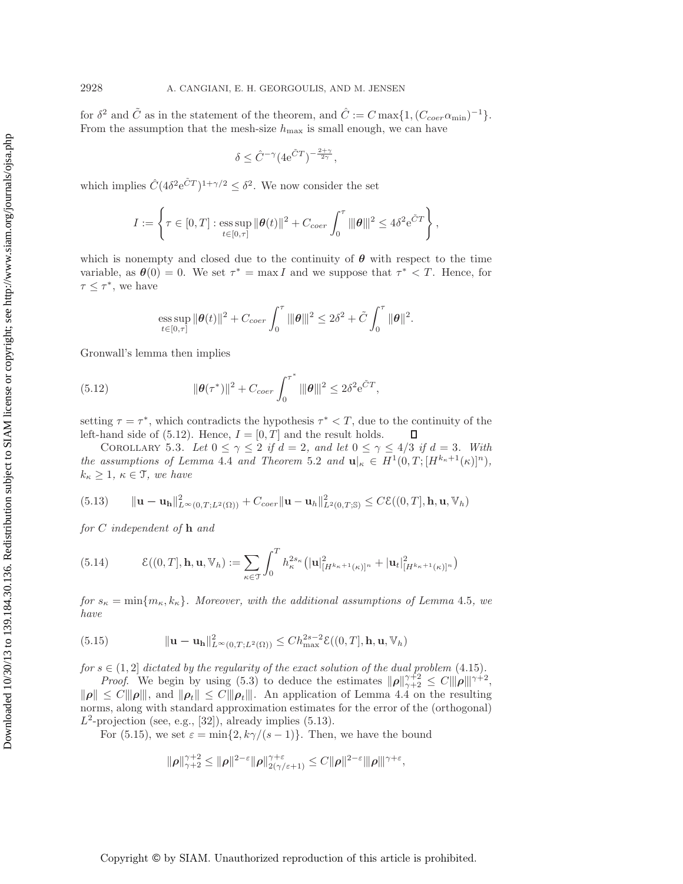for $\delta^2$ and $\tilde{C}$ as in the statement of the theorem, and $\hat{C} := C \max\{1, (C_{coer}\alpha_{\min})^{-1}\}$. From the assumption that the mesh-size $h_{\max}$ is small enough, we can have

$$\delta \leq \hat{C}^{-\gamma}(4e^{\tilde{C}T})^{-\frac{2+\gamma}{2\gamma}},$$

which implies $\hat{C}(4\delta^2 e^{\tilde{C}T})^{1+\gamma/2} \leq \delta^2$. We now consider the set

$$I := \left\{ \tau \in [0,T] : \operatorname*{ess\,sup}_{t\in[0,\tau]} \|\boldsymbol{\theta}(t)\|^2 + C_{coer}\int_0^\tau |||\boldsymbol{\theta}|||^2 \leq 4\delta^2 e^{\tilde{C}T} \right\},$$

which is nonempty and closed due to the continuity of $\boldsymbol{\theta}$ with respect to the time variable, as $\boldsymbol{\theta}(0) = 0$. We set $\tau^* = \max I$ and we suppose that $\tau^* < T$. Hence, for $\tau \leq \tau^*$, we have

$$\operatorname*{ess\,sup}_{t\in[0,\tau]} \|\boldsymbol{\theta}(t)\|^2 + C_{coer}\int_0^\tau |||\boldsymbol{\theta}|||^2 \leq 2\delta^2 + \tilde{C}\int_0^\tau \|\boldsymbol{\theta}\|^2.$$

Gronwall's lemma then implies

$$\|\boldsymbol{\theta}(\tau^*)\|^2 + C_{coer}\int_0^{\tau^*} |||\boldsymbol{\theta}|||^2 \leq 2\delta^2 e^{\tilde{C}T}, \tag{5.12}$$

setting $\tau = \tau^*$, which contradicts the hypothesis $\tau^* < T$, due to the continuity of the left-hand side of (5.12). Hence, $I = [0,T]$ and the result holds. $\square$

COROLLARY 5.3. *Let $0 \leq \gamma \leq 2$ if $d = 2$, and let $0 \leq \gamma \leq 4/3$ if $d = 3$. With the assumptions of Lemma 4.4 and Theorem 5.2 and $\mathbf{u}|_\kappa \in H^1(0,T;[H^{k_\kappa+1}(\kappa)]^n)$, $k_\kappa \geq 1$, $\kappa \in \mathcal{T}$, we have*

$$\|\mathbf{u} - \mathbf{u_h}\|^2_{L^\infty(0,T;L^2(\Omega))} + C_{coer}\|\mathbf{u} - \mathbf{u}_h\|^2_{L^2(0,T;\mathbb{S})} \leq C\mathcal{E}((0,T],\mathbf{h},\mathbf{u},\mathbb{V}_h) \tag{5.13}$$

*for $C$ independent of $\mathbf{h}$ and*

$$\mathcal{E}((0,T],\mathbf{h},\mathbf{u},\mathbb{V}_h) := \sum_{\kappa\in\mathcal{T}}\int_0^T h_\kappa^{2s_\kappa}\left(|\mathbf{u}|^2_{[H^{k_\kappa+1}(\kappa)]^n} + |\mathbf{u}_t|^2_{[H^{k_\kappa+1}(\kappa)]^n}\right) \tag{5.14}$$

*for $s_\kappa = \min\{m_\kappa, k_\kappa\}$. Moreover, with the additional assumptions of Lemma 4.5, we have*

$$\|\mathbf{u} - \mathbf{u_h}\|^2_{L^\infty(0,T;L^2(\Omega))} \leq Ch_{\max}^{2s-2}\mathcal{E}((0,T],\mathbf{h},\mathbf{u},\mathbb{V}_h) \tag{5.15}$$

*for $s \in (1,2]$ dictated by the regularity of the exact solution of the dual problem (4.15).*

*Proof.* We begin by using (5.3) to deduce the estimates $\|\boldsymbol{\rho}\|^{\gamma+2}_{\gamma+2} \leq C|||\boldsymbol{\rho}|||^{\gamma+2}$, $\|\boldsymbol{\rho}\| \leq C|||\boldsymbol{\rho}|||$, and $\|\boldsymbol{\rho}_t\| \leq C|||\boldsymbol{\rho}_t|||$. An application of Lemma 4.4 on the resulting norms, along with standard approximation estimates for the error of the (orthogonal) $L^2$-projection (see, e.g., [32]), already implies (5.13).

For (5.15), we set $\varepsilon = \min\{2, k\gamma/(s-1)\}$. Then, we have the bound

$$\|\boldsymbol{\rho}\|^{\gamma+2}_{\gamma+2} \leq \|\boldsymbol{\rho}\|^{2-\varepsilon}\|\boldsymbol{\rho}\|^{\gamma+\varepsilon}_{2(\gamma/\varepsilon+1)} \leq C\|\boldsymbol{\rho}\|^{2-\varepsilon}|||\boldsymbol{\rho}|||^{\gamma+\varepsilon},$$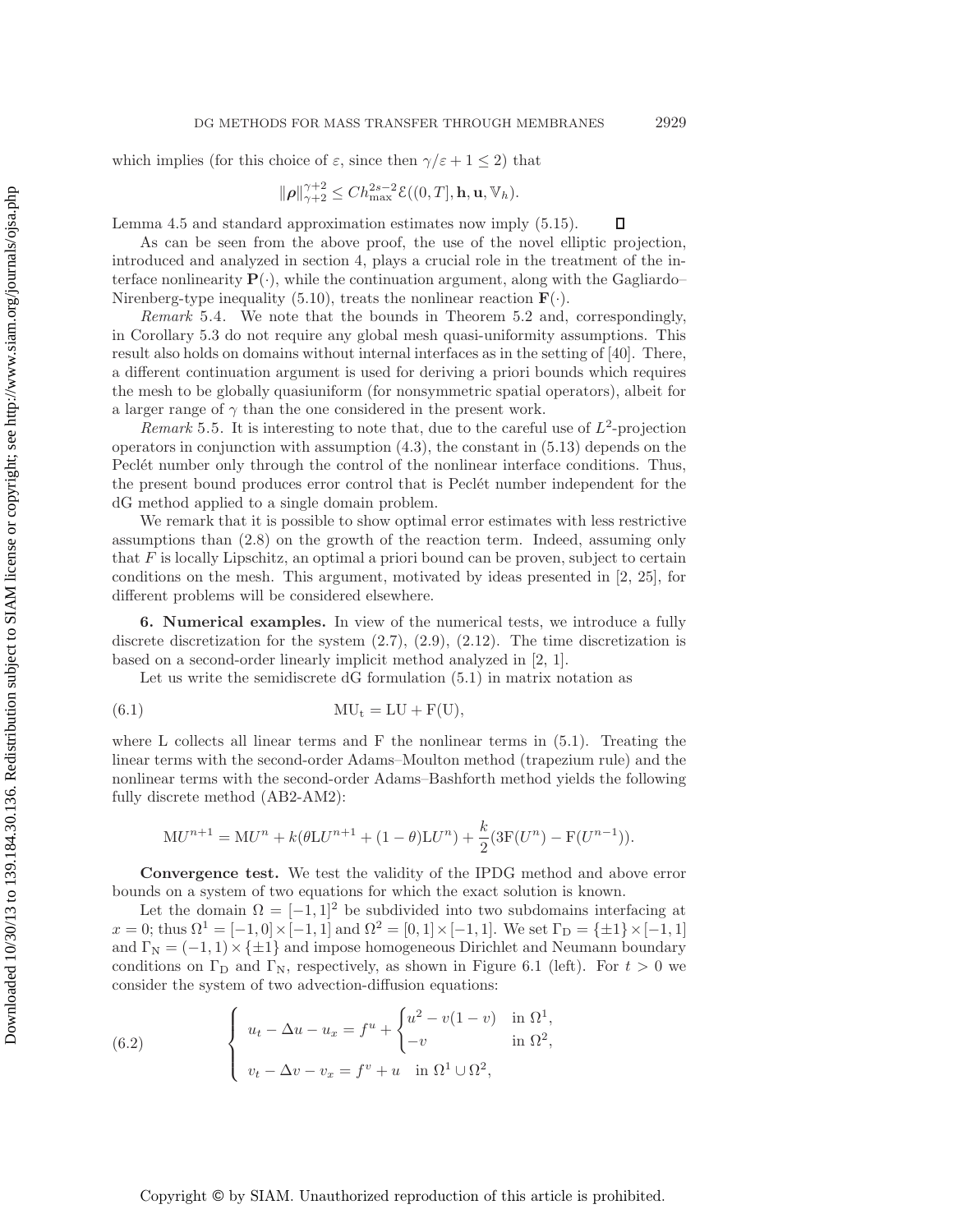which implies (for this choice of $\varepsilon$, since then $\gamma/\varepsilon + 1 \leq 2$) that

$$\|\boldsymbol{\rho}\|_{\gamma+2}^{\gamma+2} \leq C h_{\max}^{2s-2} \mathcal{E}((0,T], \mathbf{h}, \mathbf{u}, \mathbb{V}_h).$$

Lemma 4.5 and standard approximation estimates now imply (5.15). ◻

As can be seen from the above proof, the use of the novel elliptic projection, introduced and analyzed in section 4, plays a crucial role in the treatment of the interface nonlinearity $\mathbf{P}(\cdot)$, while the continuation argument, along with the Gagliardo–Nirenberg-type inequality (5.10), treats the nonlinear reaction $\mathbf{F}(\cdot)$.

*Remark* 5.4. We note that the bounds in Theorem 5.2 and, correspondingly, in Corollary 5.3 do not require any global mesh quasi-uniformity assumptions. This result also holds on domains without internal interfaces as in the setting of [40]. There, a different continuation argument is used for deriving a priori bounds which requires the mesh to be globally quasiuniform (for nonsymmetric spatial operators), albeit for a larger range of $\gamma$ than the one considered in the present work.

*Remark* 5.5. It is interesting to note that, due to the careful use of $L^2$-projection operators in conjunction with assumption (4.3), the constant in (5.13) depends on the Peclét number only through the control of the nonlinear interface conditions. Thus, the present bound produces error control that is Peclét number independent for the dG method applied to a single domain problem.

We remark that it is possible to show optimal error estimates with less restrictive assumptions than (2.8) on the growth of the reaction term. Indeed, assuming only that $F$ is locally Lipschitz, an optimal a priori bound can be proven, subject to certain conditions on the mesh. This argument, motivated by ideas presented in [2, 25], for different problems will be considered elsewhere.

## 6. Numerical examples.

In view of the numerical tests, we introduce a fully discrete discretization for the system (2.7), (2.9), (2.12). The time discretization is based on a second-order linearly implicit method analyzed in [2, 1].

Let us write the semidiscrete dG formulation (5.1) in matrix notation as

$$\mathrm{M}\mathrm{U}_\mathrm{t} = \mathrm{L}\mathrm{U} + \mathrm{F}(\mathrm{U}), \tag{6.1}$$

where L collects all linear terms and F the nonlinear terms in (5.1). Treating the linear terms with the second-order Adams–Moulton method (trapezium rule) and the nonlinear terms with the second-order Adams–Bashforth method yields the following fully discrete method (AB2-AM2):

$$\mathrm{M}U^{n+1} = \mathrm{M}U^n + k(\theta \mathrm{L}U^{n+1} + (1-\theta)\mathrm{L}U^n) + \frac{k}{2}(3\mathrm{F}(U^n) - \mathrm{F}(U^{n-1})).$$

**Convergence test.** We test the validity of the IPDG method and above error bounds on a system of two equations for which the exact solution is known.

Let the domain $\Omega = [-1,1]^2$ be subdivided into two subdomains interfacing at $x = 0$; thus $\Omega^1 = [-1,0] \times [-1,1]$ and $\Omega^2 = [0,1] \times [-1,1]$. We set $\Gamma_\mathrm{D} = \{\pm 1\} \times [-1,1]$ and $\Gamma_\mathrm{N} = (-1,1) \times \{\pm 1\}$ and impose homogeneous Dirichlet and Neumann boundary conditions on $\Gamma_\mathrm{D}$ and $\Gamma_\mathrm{N}$, respectively, as shown in Figure 6.1 (left). For $t > 0$ we consider the system of two advection-diffusion equations:

$$\left\{ \begin{array}{l} u_t - \Delta u - u_x = f^u + \begin{cases} u^2 - v(1-v) & \text{in } \Omega^1, \\ -v & \text{in } \Omega^2, \end{cases} \\[2ex] v_t - \Delta v - v_x = f^v + u \quad \text{in } \Omega^1 \cup \Omega^2, \end{array} \right. \tag{6.2}$$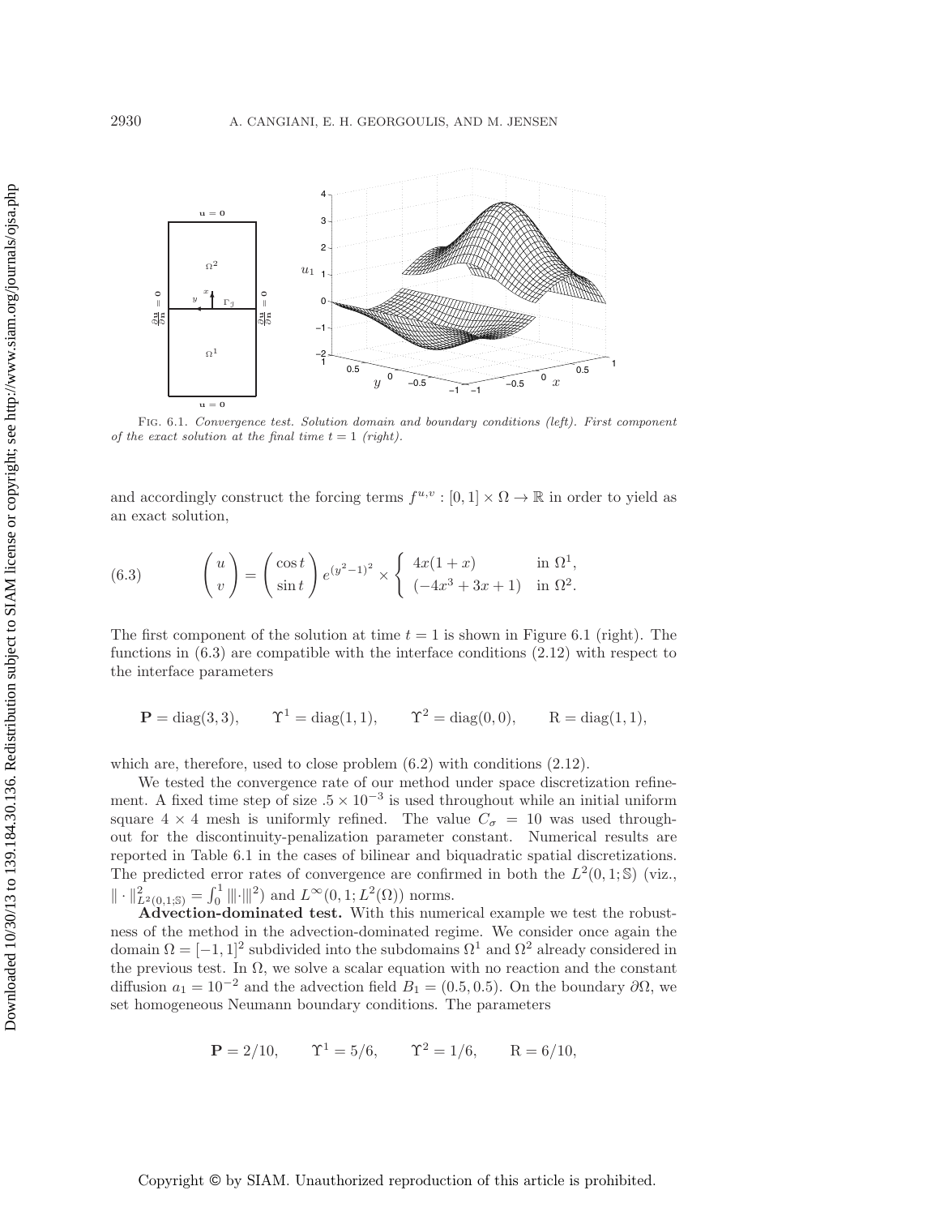FIG. 6.1. *Convergence test. Solution domain and boundary conditions (left). First component of the exact solution at the final time $t = 1$ (right).*

and accordingly construct the forcing terms $f^{u,v} : [0, 1] \times \Omega \to \mathbb{R}$ in order to yield as an exact solution,

$$
\begin{pmatrix} u \\ v \end{pmatrix} = \begin{pmatrix} \cos t \\ \sin t \end{pmatrix} e^{(y^2-1)^2} \times \begin{cases} 4x(1+x) & \text{in } \Omega^1, \\ (-4x^3 + 3x + 1) & \text{in } \Omega^2. \end{cases} \tag{6.3}
$$

The first component of the solution at time $t = 1$ is shown in Figure 6.1 (right). The functions in (6.3) are compatible with the interface conditions (2.12) with respect to the interface parameters

$$
\mathbf{P} = \text{diag}(3, 3), \qquad \Upsilon^1 = \text{diag}(1, 1), \qquad \Upsilon^2 = \text{diag}(0, 0), \qquad \mathrm{R} = \text{diag}(1, 1),
$$

which are, therefore, used to close problem (6.2) with conditions (2.12).

We tested the convergence rate of our method under space discretization refinement. A fixed time step of size $.5 \times 10^{-3}$ is used throughout while an initial uniform square $4 \times 4$ mesh is uniformly refined. The value $C_\sigma = 10$ was used throughout for the discontinuity-penalization parameter constant. Numerical results are reported in Table 6.1 in the cases of bilinear and biquadratic spatial discretizations. The predicted error rates of convergence are confirmed in both the $L^2(0, 1; \mathbb{S})$ (viz., $\| \cdot \|^2_{L^2(0,1;\mathbb{S})} = \int_0^1 |\!|\!| \cdot |\!|\!|^2$) and $L^\infty(0, 1; L^2(\Omega))$ norms.

**Advection-dominated test.** With this numerical example we test the robustness of the method in the advection-dominated regime. We consider once again the domain $\Omega = [-1, 1]^2$ subdivided into the subdomains $\Omega^1$ and $\Omega^2$ already considered in the previous test. In $\Omega$, we solve a scalar equation with no reaction and the constant diffusion $a_1 = 10^{-2}$ and the advection field $B_1 = (0.5, 0.5)$. On the boundary $\partial\Omega$, we set homogeneous Neumann boundary conditions. The parameters

$$
\mathbf{P} = 2/10, \qquad \Upsilon^1 = 5/6, \qquad \Upsilon^2 = 1/6, \qquad \mathrm{R} = 6/10,
$$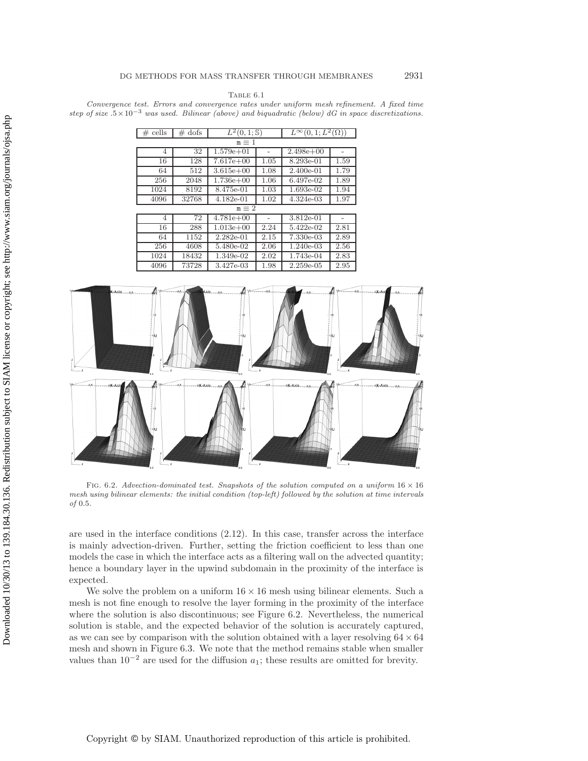Table 6.1

*Convergence test. Errors and convergence rates under uniform mesh refinement. A fixed time step of size $.5 \times 10^{-3}$ was used. Bilinear (above) and biquadratic (below) dG in space discretizations.*

| # cells | # dofs | $L^2(0,1;\mathbb{S})$ | | $L^\infty(0,1;L^2(\Omega))$ | |
|---|---|---|---|---|---|
| | | $\mathtt{m} \equiv 1$ | | | |
| 4 | 32 | 1.579e+01 | - | 2.498e+00 | - |
| 16 | 128 | 7.617e+00 | 1.05 | 8.293e-01 | 1.59 |
| 64 | 512 | 3.615e+00 | 1.08 | 2.400e-01 | 1.79 |
| 256 | 2048 | 1.736e+00 | 1.06 | 6.497e-02 | 1.89 |
| 1024 | 8192 | 8.475e-01 | 1.03 | 1.693e-02 | 1.94 |
| 4096 | 32768 | 4.182e-01 | 1.02 | 4.324e-03 | 1.97 |
| | | $\mathtt{m} \equiv 2$ | | | |
| 4 | 72 | 4.781e+00 | - | 3.812e-01 | - |
| 16 | 288 | 1.013e+00 | 2.24 | 5.422e-02 | 2.81 |
| 64 | 1152 | 2.282e-01 | 2.15 | 7.330e-03 | 2.89 |
| 256 | 4608 | 5.480e-02 | 2.06 | 1.240e-03 | 2.56 |
| 1024 | 18432 | 1.349e-02 | 2.02 | 1.743e-04 | 2.83 |
| 4096 | 73728 | 3.427e-03 | 1.98 | 2.259e-05 | 2.95 |

Fig. 6.2. *Advection-dominated test. Snapshots of the solution computed on a uniform $16 \times 16$ mesh using bilinear elements: the initial condition (top-left) followed by the solution at time intervals of* 0.5.

are used in the interface conditions (2.12). In this case, transfer across the interface is mainly advection-driven. Further, setting the friction coefficient to less than one models the case in which the interface acts as a filtering wall on the advected quantity; hence a boundary layer in the upwind subdomain in the proximity of the interface is expected.

We solve the problem on a uniform $16 \times 16$ mesh using bilinear elements. Such a mesh is not fine enough to resolve the layer forming in the proximity of the interface where the solution is also discontinuous; see Figure 6.2. Nevertheless, the numerical solution is stable, and the expected behavior of the solution is accurately captured, as we can see by comparison with the solution obtained with a layer resolving $64 \times 64$ mesh and shown in Figure 6.3. We note that the method remains stable when smaller values than $10^{-2}$ are used for the diffusion $a_1$; these results are omitted for brevity.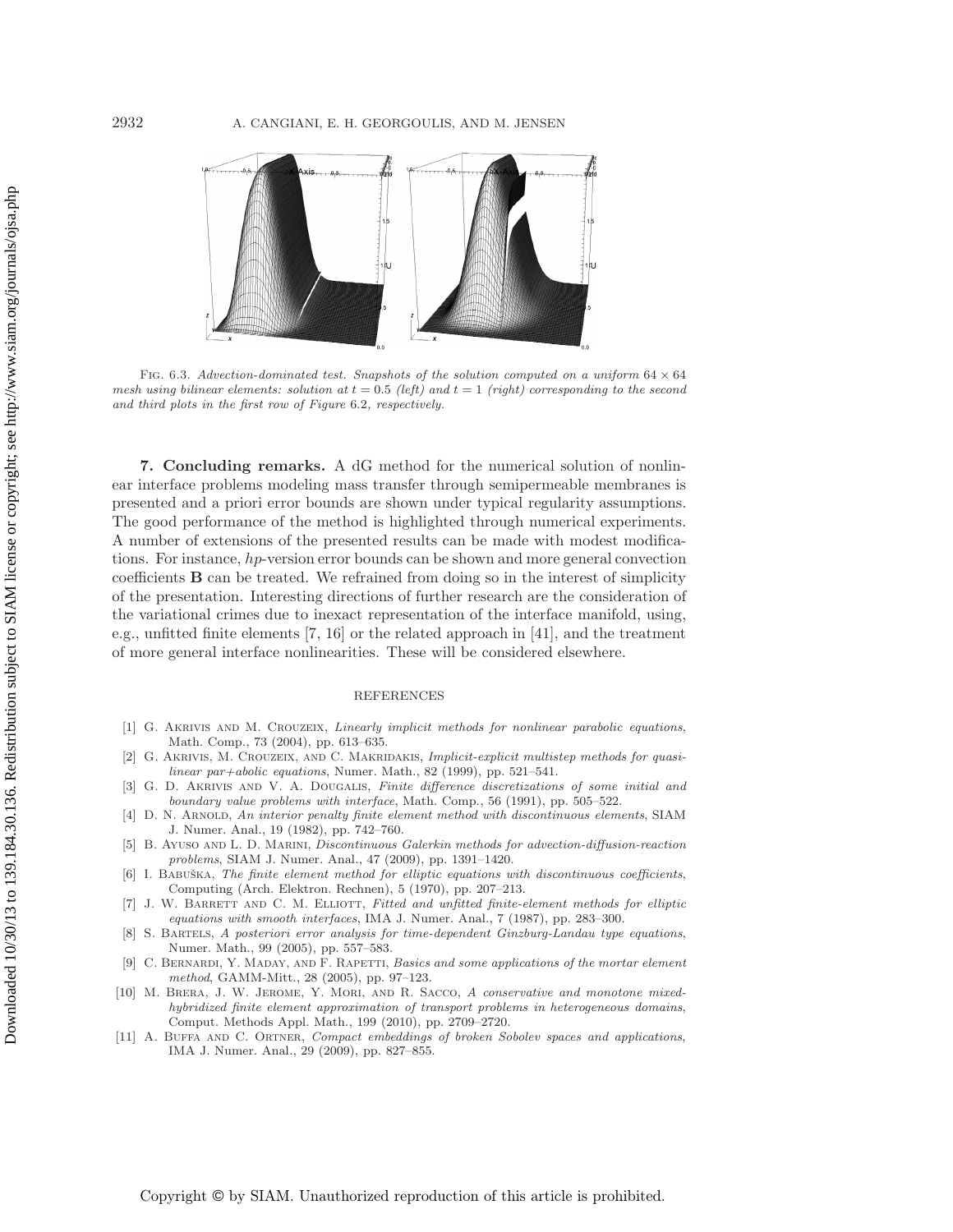Fig. 6.3. *Advection-dominated test. Snapshots of the solution computed on a uniform $64 \times 64$ mesh using bilinear elements: solution at $t = 0.5$ (left) and $t = 1$ (right) corresponding to the second and third plots in the first row of Figure* 6.2*, respectively.*

**7. Concluding remarks.** A dG method for the numerical solution of nonlinear interface problems modeling mass transfer through semipermeable membranes is presented and a priori error bounds are shown under typical regularity assumptions. The good performance of the method is highlighted through numerical experiments. A number of extensions of the presented results can be made with modest modifications. For instance, *hp*-version error bounds can be shown and more general convection coefficients $\mathbf{B}$ can be treated. We refrained from doing so in the interest of simplicity of the presentation. Interesting directions of further research are the consideration of the variational crimes due to inexact representation of the interface manifold, using, e.g., unfitted finite elements [7, 16] or the related approach in [41], and the treatment of more general interface nonlinearities. These will be considered elsewhere.

## REFERENCES

[1] G. Akrivis and M. Crouzeix, *Linearly implicit methods for nonlinear parabolic equations*, Math. Comp., 73 (2004), pp. 613–635.

[2] G. Akrivis, M. Crouzeix, and C. Makridakis, *Implicit-explicit multistep methods for quasilinear par+abolic equations*, Numer. Math., 82 (1999), pp. 521–541.

[3] G. D. Akrivis and V. A. Dougalis, *Finite difference discretizations of some initial and boundary value problems with interface*, Math. Comp., 56 (1991), pp. 505–522.

[4] D. N. Arnold, *An interior penalty finite element method with discontinuous elements*, SIAM J. Numer. Anal., 19 (1982), pp. 742–760.

[5] B. Ayuso and L. D. Marini, *Discontinuous Galerkin methods for advection-diffusion-reaction problems*, SIAM J. Numer. Anal., 47 (2009), pp. 1391–1420.

[6] I. Babuška, *The finite element method for elliptic equations with discontinuous coefficients*, Computing (Arch. Elektron. Rechnen), 5 (1970), pp. 207–213.

[7] J. W. Barrett and C. M. Elliott, *Fitted and unfitted finite-element methods for elliptic equations with smooth interfaces*, IMA J. Numer. Anal., 7 (1987), pp. 283–300.

[8] S. Bartels, *A posteriori error analysis for time-dependent Ginzburg-Landau type equations*, Numer. Math., 99 (2005), pp. 557–583.

[9] C. Bernardi, Y. Maday, and F. Rapetti, *Basics and some applications of the mortar element method*, GAMM-Mitt., 28 (2005), pp. 97–123.

[10] M. Brera, J. W. Jerome, Y. Mori, and R. Sacco, *A conservative and monotone mixed-hybridized finite element approximation of transport problems in heterogeneous domains*, Comput. Methods Appl. Math., 199 (2010), pp. 2709–2720.

[11] A. Buffa and C. Ortner, *Compact embeddings of broken Sobolev spaces and applications*, IMA J. Numer. Anal., 29 (2009), pp. 827–855.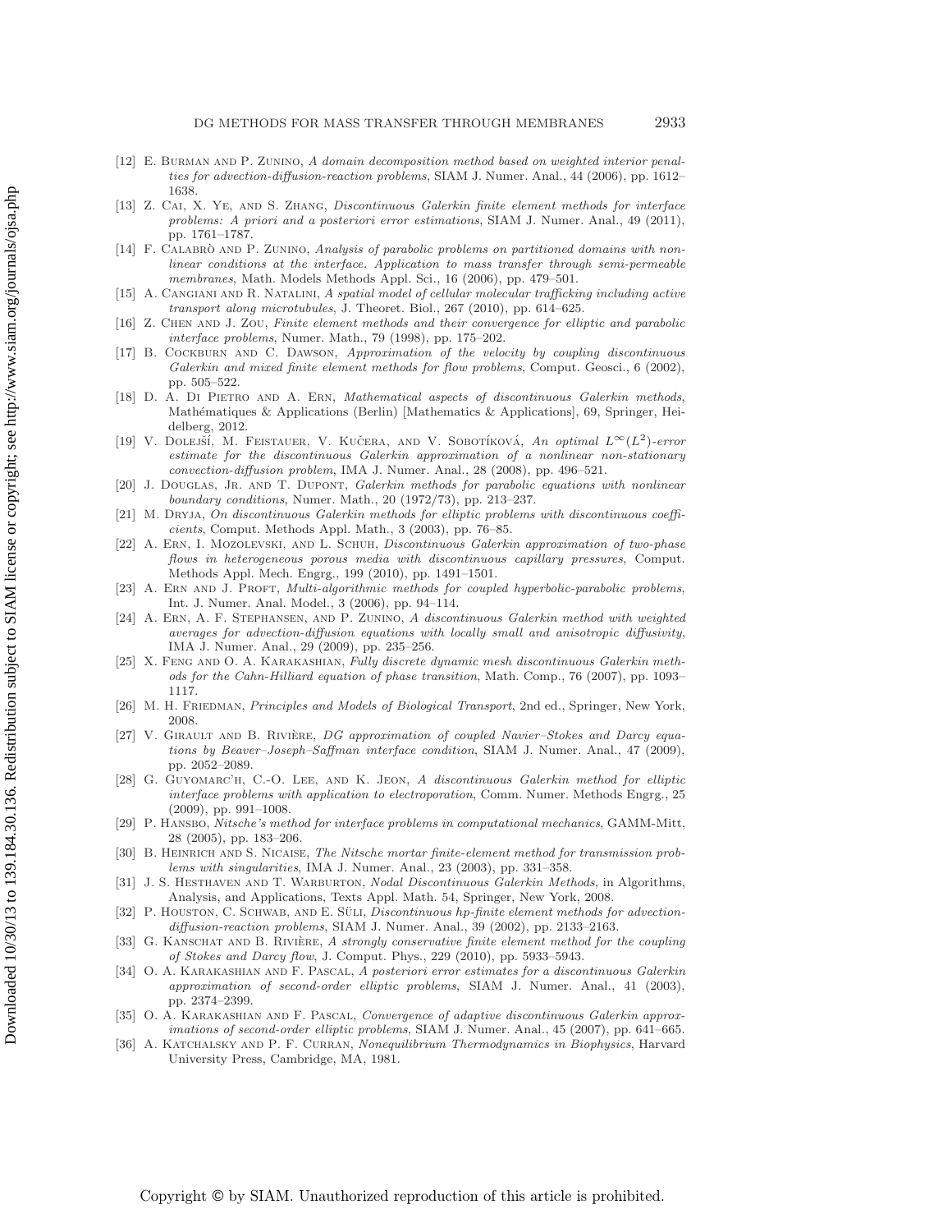[12] E. Burman and P. Zunino, *A domain decomposition method based on weighted interior penalties for advection-diffusion-reaction problems*, SIAM J. Numer. Anal., 44 (2006), pp. 1612–1638.

[13] Z. Cai, X. Ye, and S. Zhang, *Discontinuous Galerkin finite element methods for interface problems: A priori and a posteriori error estimations*, SIAM J. Numer. Anal., 49 (2011), pp. 1761–1787.

[14] F. Calabrò and P. Zunino, *Analysis of parabolic problems on partitioned domains with nonlinear conditions at the interface. Application to mass transfer through semi-permeable membranes*, Math. Models Methods Appl. Sci., 16 (2006), pp. 479–501.

[15] A. Cangiani and R. Natalini, *A spatial model of cellular molecular trafficking including active transport along microtubules*, J. Theoret. Biol., 267 (2010), pp. 614–625.

[16] Z. Chen and J. Zou, *Finite element methods and their convergence for elliptic and parabolic interface problems*, Numer. Math., 79 (1998), pp. 175–202.

[17] B. Cockburn and C. Dawson, *Approximation of the velocity by coupling discontinuous Galerkin and mixed finite element methods for flow problems*, Comput. Geosci., 6 (2002), pp. 505–522.

[18] D. A. Di Pietro and A. Ern, *Mathematical aspects of discontinuous Galerkin methods*, Mathématiques & Applications (Berlin) [Mathematics & Applications], 69, Springer, Heidelberg, 2012.

[19] V. Dolejší, M. Feistauer, V. Kučera, and V. Sobotíková, *An optimal $L^\infty(L^2)$-error estimate for the discontinuous Galerkin approximation of a nonlinear non-stationary convection-diffusion problem*, IMA J. Numer. Anal., 28 (2008), pp. 496–521.

[20] J. Douglas, Jr. and T. Dupont, *Galerkin methods for parabolic equations with nonlinear boundary conditions*, Numer. Math., 20 (1972/73), pp. 213–237.

[21] M. Dryja, *On discontinuous Galerkin methods for elliptic problems with discontinuous coefficients*, Comput. Methods Appl. Math., 3 (2003), pp. 76–85.

[22] A. Ern, I. Mozolevski, and L. Schuh, *Discontinuous Galerkin approximation of two-phase flows in heterogeneous porous media with discontinuous capillary pressures*, Comput. Methods Appl. Mech. Engrg., 199 (2010), pp. 1491–1501.

[23] A. Ern and J. Proft, *Multi-algorithmic methods for coupled hyperbolic-parabolic problems*, Int. J. Numer. Anal. Model., 3 (2006), pp. 94–114.

[24] A. Ern, A. F. Stephansen, and P. Zunino, *A discontinuous Galerkin method with weighted averages for advection-diffusion equations with locally small and anisotropic diffusivity*, IMA J. Numer. Anal., 29 (2009), pp. 235–256.

[25] X. Feng and O. A. Karakashian, *Fully discrete dynamic mesh discontinuous Galerkin methods for the Cahn-Hilliard equation of phase transition*, Math. Comp., 76 (2007), pp. 1093–1117.

[26] M. H. Friedman, *Principles and Models of Biological Transport*, 2nd ed., Springer, New York, 2008.

[27] V. Girault and B. Rivière, *DG approximation of coupled Navier–Stokes and Darcy equations by Beaver–Joseph–Saffman interface condition*, SIAM J. Numer. Anal., 47 (2009), pp. 2052–2089.

[28] G. Guyomarc'h, C.-O. Lee, and K. Jeon, *A discontinuous Galerkin method for elliptic interface problems with application to electroporation*, Comm. Numer. Methods Engrg., 25 (2009), pp. 991–1008.

[29] P. Hansbo, *Nitsche's method for interface problems in computational mechanics*, GAMM-Mitt, 28 (2005), pp. 183–206.

[30] B. Heinrich and S. Nicaise, *The Nitsche mortar finite-element method for transmission problems with singularities*, IMA J. Numer. Anal., 23 (2003), pp. 331–358.

[31] J. S. Hesthaven and T. Warburton, *Nodal Discontinuous Galerkin Methods*, in Algorithms, Analysis, and Applications, Texts Appl. Math. 54, Springer, New York, 2008.

[32] P. Houston, C. Schwab, and E. Süli, *Discontinuous hp-finite element methods for advection-diffusion-reaction problems*, SIAM J. Numer. Anal., 39 (2002), pp. 2133–2163.

[33] G. Kanschat and B. Rivière, *A strongly conservative finite element method for the coupling of Stokes and Darcy flow*, J. Comput. Phys., 229 (2010), pp. 5933–5943.

[34] O. A. Karakashian and F. Pascal, *A posteriori error estimates for a discontinuous Galerkin approximation of second-order elliptic problems*, SIAM J. Numer. Anal., 41 (2003), pp. 2374–2399.

[35] O. A. Karakashian and F. Pascal, *Convergence of adaptive discontinuous Galerkin approximations of second-order elliptic problems*, SIAM J. Numer. Anal., 45 (2007), pp. 641–665.

[36] A. Katchalsky and P. F. Curran, *Nonequilibrium Thermodynamics in Biophysics*, Harvard University Press, Cambridge, MA, 1981.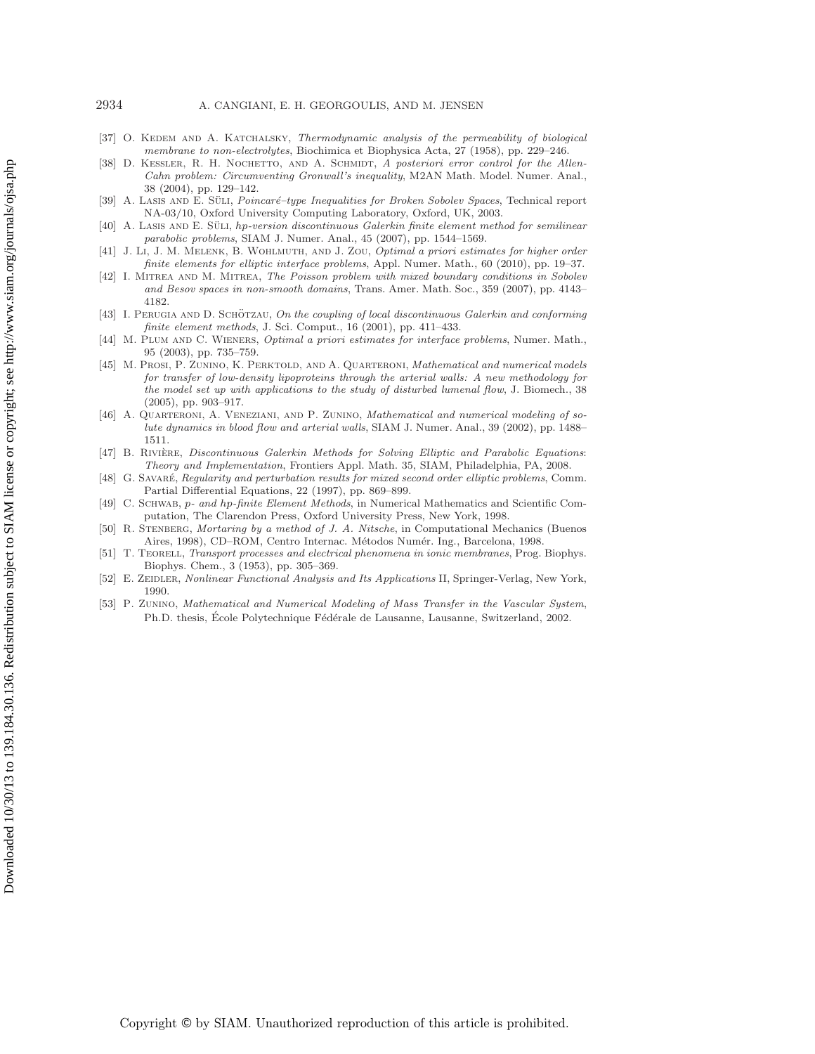[37] O. Kedem and A. Katchalsky, *Thermodynamic analysis of the permeability of biological membrane to non-electrolytes*, Biochimica et Biophysica Acta, 27 (1958), pp. 229–246.

[38] D. Kessler, R. H. Nochetto, and A. Schmidt, *A posteriori error control for the Allen-Cahn problem: Circumventing Gronwall's inequality*, M2AN Math. Model. Numer. Anal., 38 (2004), pp. 129–142.

[39] A. Lasis and E. Süli, *Poincaré–type Inequalities for Broken Sobolev Spaces*, Technical report NA-03/10, Oxford University Computing Laboratory, Oxford, UK, 2003.

[40] A. Lasis and E. Süli, *hp-version discontinuous Galerkin finite element method for semilinear parabolic problems*, SIAM J. Numer. Anal., 45 (2007), pp. 1544–1569.

[41] J. Li, J. M. Melenk, B. Wohlmuth, and J. Zou, *Optimal a priori estimates for higher order finite elements for elliptic interface problems*, Appl. Numer. Math., 60 (2010), pp. 19–37.

[42] I. Mitrea and M. Mitrea, *The Poisson problem with mixed boundary conditions in Sobolev and Besov spaces in non-smooth domains*, Trans. Amer. Math. Soc., 359 (2007), pp. 4143–4182.

[43] I. Perugia and D. Schötzau, *On the coupling of local discontinuous Galerkin and conforming finite element methods*, J. Sci. Comput., 16 (2001), pp. 411–433.

[44] M. Plum and C. Wieners, *Optimal a priori estimates for interface problems*, Numer. Math., 95 (2003), pp. 735–759.

[45] M. Prosi, P. Zunino, K. Perktold, and A. Quarteroni, *Mathematical and numerical models for transfer of low-density lipoproteins through the arterial walls: A new methodology for the model set up with applications to the study of disturbed lumenal flow*, J. Biomech., 38 (2005), pp. 903–917.

[46] A. Quarteroni, A. Veneziani, and P. Zunino, *Mathematical and numerical modeling of solute dynamics in blood flow and arterial walls*, SIAM J. Numer. Anal., 39 (2002), pp. 1488–1511.

[47] B. Rivière, *Discontinuous Galerkin Methods for Solving Elliptic and Parabolic Equations: Theory and Implementation*, Frontiers Appl. Math. 35, SIAM, Philadelphia, PA, 2008.

[48] G. Savaré, *Regularity and perturbation results for mixed second order elliptic problems*, Comm. Partial Differential Equations, 22 (1997), pp. 869–899.

[49] C. Schwab, *p- and hp-finite Element Methods*, in Numerical Mathematics and Scientific Computation, The Clarendon Press, Oxford University Press, New York, 1998.

[50] R. Stenberg, *Mortaring by a method of J. A. Nitsche*, in Computational Mechanics (Buenos Aires, 1998), CD–ROM, Centro Internac. Métodos Numér. Ing., Barcelona, 1998.

[51] T. Teorell, *Transport processes and electrical phenomena in ionic membranes*, Prog. Biophys. Biophys. Chem., 3 (1953), pp. 305–369.

[52] E. Zeidler, *Nonlinear Functional Analysis and Its Applications* II, Springer-Verlag, New York, 1990.

[53] P. Zunino, *Mathematical and Numerical Modeling of Mass Transfer in the Vascular System*, Ph.D. thesis, École Polytechnique Fédérale de Lausanne, Lausanne, Switzerland, 2002.